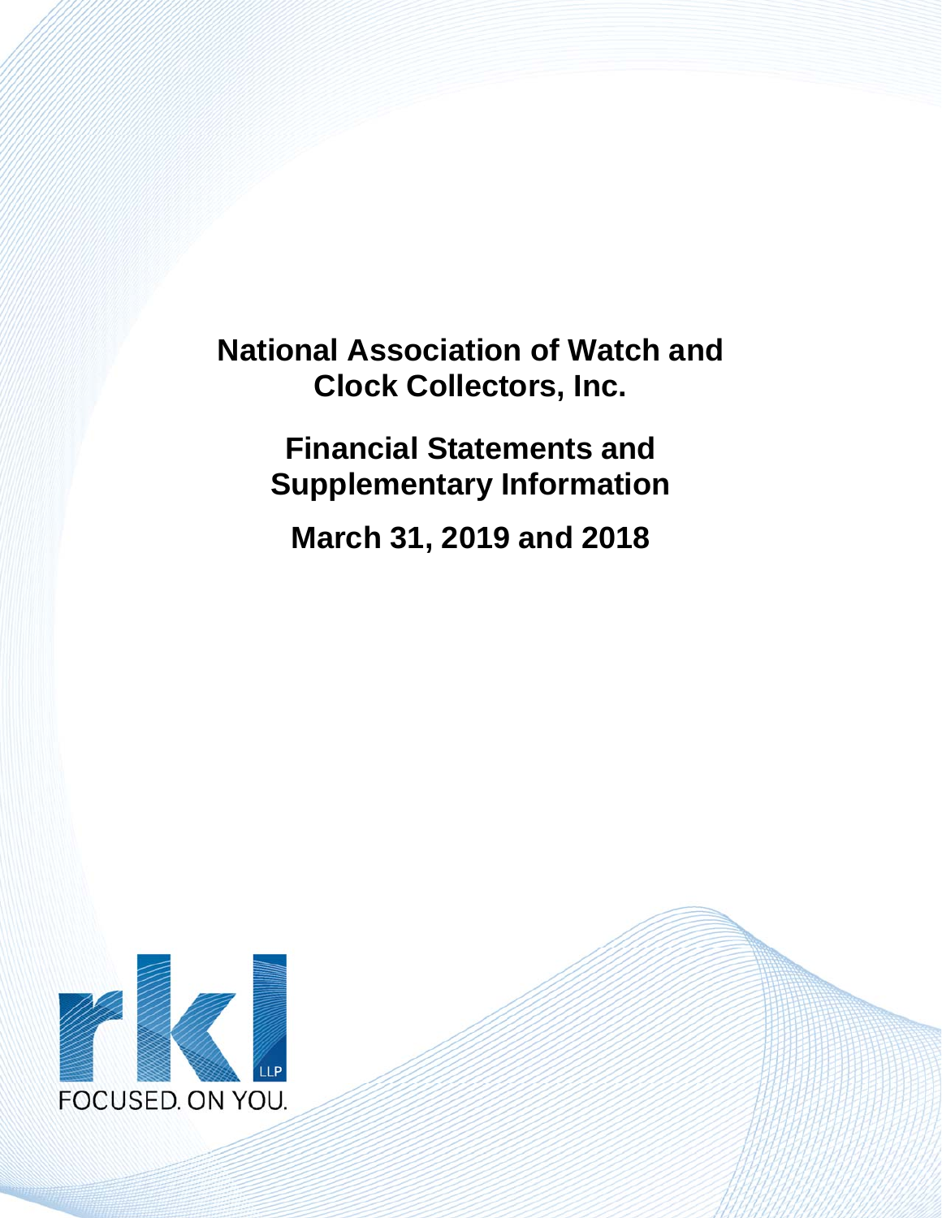# National Association of Watch and Clock Collectors, Inc.

## Financial Statements and Supplementary Information

## March 31, 2019 and 2018

rkl LLP

FOCUSED. ON YOU.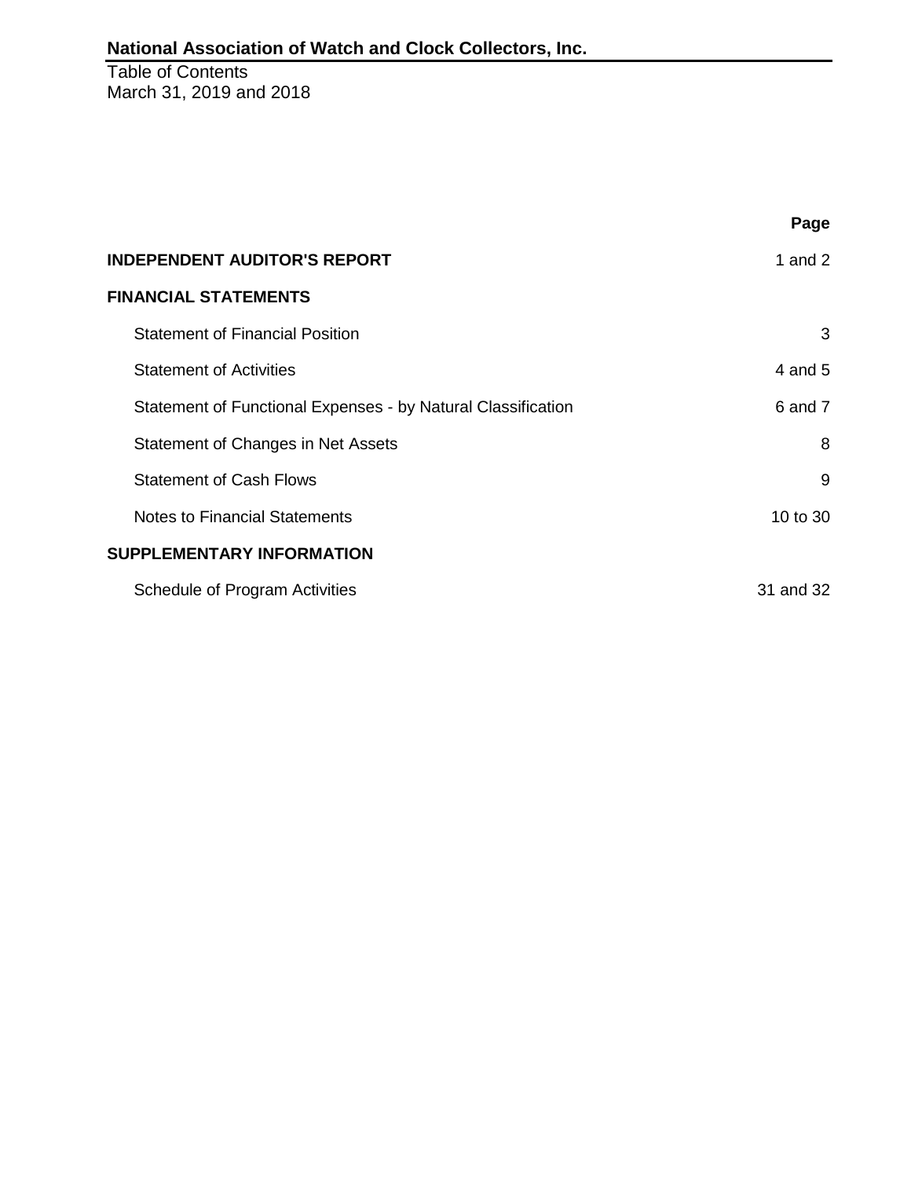# National Association of Watch and Clock Collectors, Inc.

Table of Contents
March 31, 2019 and 2018

| | Page |
|---|---|
| **INDEPENDENT AUDITOR'S REPORT** | 1 and 2 |
| **FINANCIAL STATEMENTS** | |
| Statement of Financial Position | 3 |
| Statement of Activities | 4 and 5 |
| Statement of Functional Expenses - by Natural Classification | 6 and 7 |
| Statement of Changes in Net Assets | 8 |
| Statement of Cash Flows | 9 |
| Notes to Financial Statements | 10 to 30 |
| **SUPPLEMENTARY INFORMATION** | |
| Schedule of Program Activities | 31 and 32 |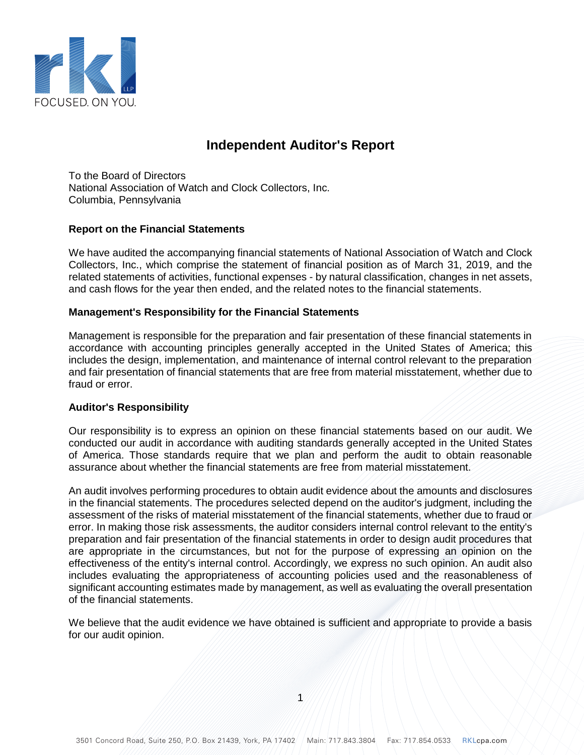# Independent Auditor's Report

To the Board of Directors
National Association of Watch and Clock Collectors, Inc.
Columbia, Pennsylvania

## Report on the Financial Statements

We have audited the accompanying financial statements of National Association of Watch and Clock Collectors, Inc., which comprise the statement of financial position as of March 31, 2019, and the related statements of activities, functional expenses - by natural classification, changes in net assets, and cash flows for the year then ended, and the related notes to the financial statements.

## Management's Responsibility for the Financial Statements

Management is responsible for the preparation and fair presentation of these financial statements in accordance with accounting principles generally accepted in the United States of America; this includes the design, implementation, and maintenance of internal control relevant to the preparation and fair presentation of financial statements that are free from material misstatement, whether due to fraud or error.

## Auditor's Responsibility

Our responsibility is to express an opinion on these financial statements based on our audit. We conducted our audit in accordance with auditing standards generally accepted in the United States of America. Those standards require that we plan and perform the audit to obtain reasonable assurance about whether the financial statements are free from material misstatement.

An audit involves performing procedures to obtain audit evidence about the amounts and disclosures in the financial statements. The procedures selected depend on the auditor's judgment, including the assessment of the risks of material misstatement of the financial statements, whether due to fraud or error. In making those risk assessments, the auditor considers internal control relevant to the entity's preparation and fair presentation of the financial statements in order to design audit procedures that are appropriate in the circumstances, but not for the purpose of expressing an opinion on the effectiveness of the entity's internal control. Accordingly, we express no such opinion. An audit also includes evaluating the appropriateness of accounting policies used and the reasonableness of significant accounting estimates made by management, as well as evaluating the overall presentation of the financial statements.

We believe that the audit evidence we have obtained is sufficient and appropriate to provide a basis for our audit opinion.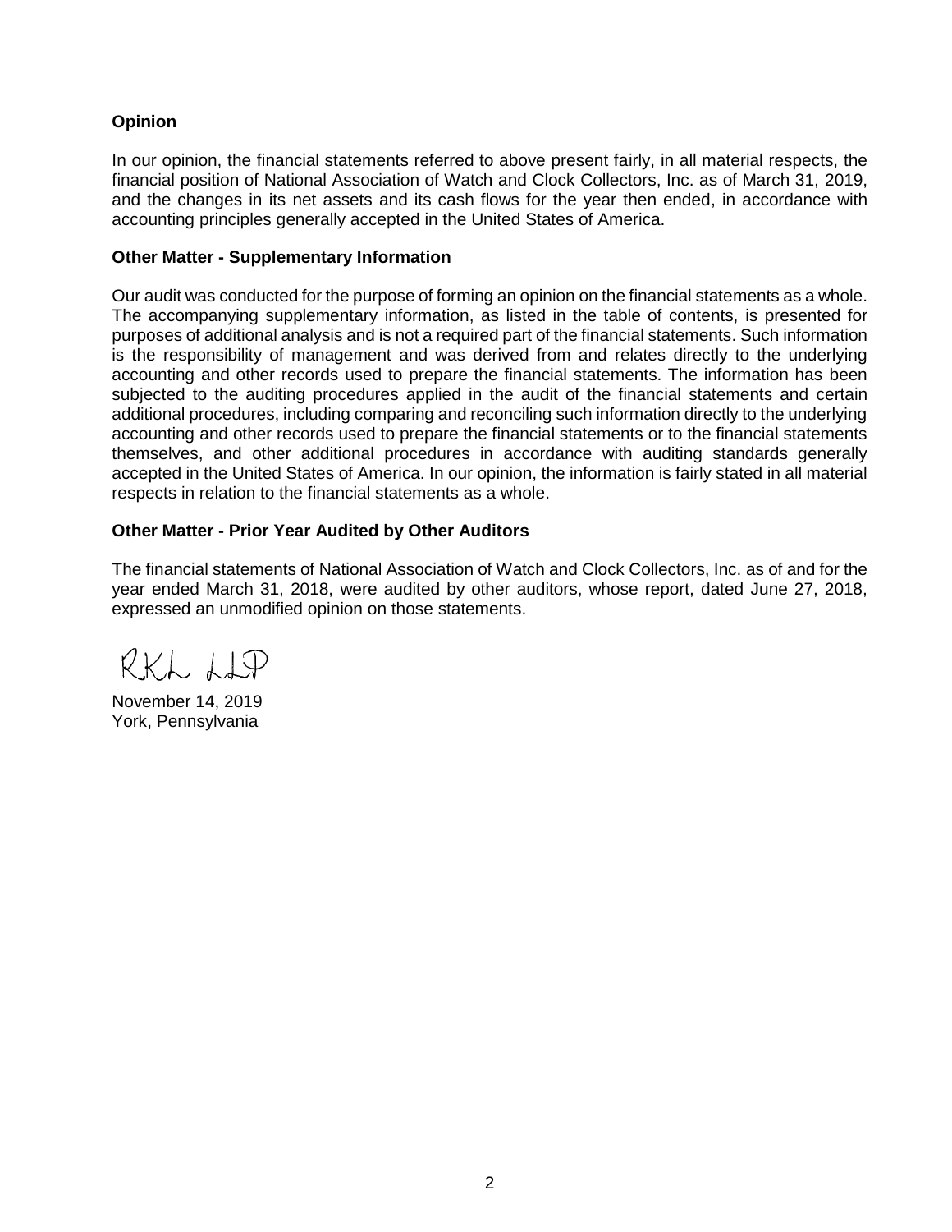### Opinion

In our opinion, the financial statements referred to above present fairly, in all material respects, the financial position of National Association of Watch and Clock Collectors, Inc. as of March 31, 2019, and the changes in its net assets and its cash flows for the year then ended, in accordance with accounting principles generally accepted in the United States of America.

### Other Matter - Supplementary Information

Our audit was conducted for the purpose of forming an opinion on the financial statements as a whole. The accompanying supplementary information, as listed in the table of contents, is presented for purposes of additional analysis and is not a required part of the financial statements. Such information is the responsibility of management and was derived from and relates directly to the underlying accounting and other records used to prepare the financial statements. The information has been subjected to the auditing procedures applied in the audit of the financial statements and certain additional procedures, including comparing and reconciling such information directly to the underlying accounting and other records used to prepare the financial statements or to the financial statements themselves, and other additional procedures in accordance with auditing standards generally accepted in the United States of America. In our opinion, the information is fairly stated in all material respects in relation to the financial statements as a whole.

### Other Matter - Prior Year Audited by Other Auditors

The financial statements of National Association of Watch and Clock Collectors, Inc. as of and for the year ended March 31, 2018, were audited by other auditors, whose report, dated June 27, 2018, expressed an unmodified opinion on those statements.

RKL LLP

November 14, 2019
York, Pennsylvania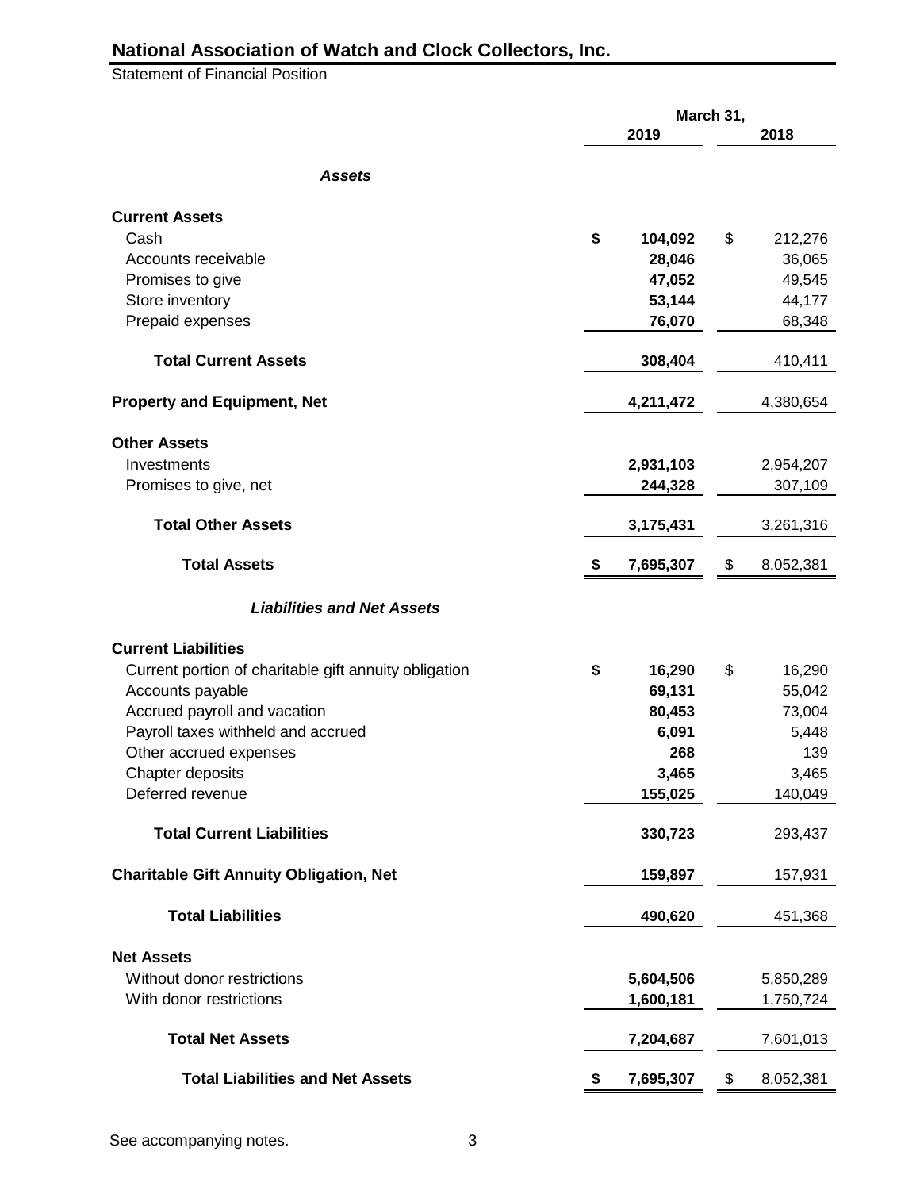# National Association of Watch and Clock Collectors, Inc.

Statement of Financial Position

| | March 31, 2019 | March 31, 2018 |
|---|---|---|
| ***Assets*** | | |
| **Current Assets** | | |
| Cash | **$ 104,092** | $ 212,276 |
| Accounts receivable | **28,046** | 36,065 |
| Promises to give | **47,052** | 49,545 |
| Store inventory | **53,144** | 44,177 |
| Prepaid expenses | **76,070** | 68,348 |
| **Total Current Assets** | **308,404** | 410,411 |
| **Property and Equipment, Net** | **4,211,472** | 4,380,654 |
| **Other Assets** | | |
| Investments | **2,931,103** | 2,954,207 |
| Promises to give, net | **244,328** | 307,109 |
| **Total Other Assets** | **3,175,431** | 3,261,316 |
| **Total Assets** | **$ 7,695,307** | $ 8,052,381 |
| ***Liabilities and Net Assets*** | | |
| **Current Liabilities** | | |
| Current portion of charitable gift annuity obligation | **$ 16,290** | $ 16,290 |
| Accounts payable | **69,131** | 55,042 |
| Accrued payroll and vacation | **80,453** | 73,004 |
| Payroll taxes withheld and accrued | **6,091** | 5,448 |
| Other accrued expenses | **268** | 139 |
| Chapter deposits | **3,465** | 3,465 |
| Deferred revenue | **155,025** | 140,049 |
| **Total Current Liabilities** | **330,723** | 293,437 |
| **Charitable Gift Annuity Obligation, Net** | **159,897** | 157,931 |
| **Total Liabilities** | **490,620** | 451,368 |
| **Net Assets** | | |
| Without donor restrictions | **5,604,506** | 5,850,289 |
| With donor restrictions | **1,600,181** | 1,750,724 |
| **Total Net Assets** | **7,204,687** | 7,601,013 |
| **Total Liabilities and Net Assets** | **$ 7,695,307** | $ 8,052,381 |

See accompanying notes.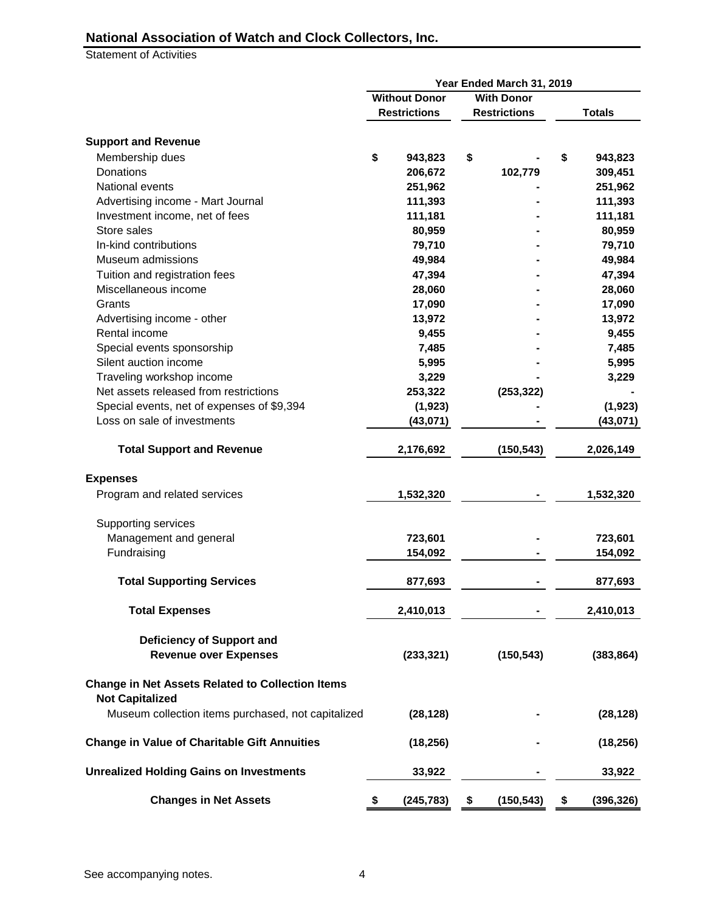# National Association of Watch and Clock Collectors, Inc.

Statement of Activities

| | Year Ended March 31, 2019 | | |
|---|---|---|---|
| | Without Donor Restrictions | With Donor Restrictions | Totals |
| **Support and Revenue** | | | |
| Membership dues | $ 943,823 | $ - | $ 943,823 |
| Donations | 206,672 | 102,779 | 309,451 |
| National events | 251,962 | - | 251,962 |
| Advertising income - Mart Journal | 111,393 | - | 111,393 |
| Investment income, net of fees | 111,181 | - | 111,181 |
| Store sales | 80,959 | - | 80,959 |
| In-kind contributions | 79,710 | - | 79,710 |
| Museum admissions | 49,984 | - | 49,984 |
| Tuition and registration fees | 47,394 | - | 47,394 |
| Miscellaneous income | 28,060 | - | 28,060 |
| Grants | 17,090 | - | 17,090 |
| Advertising income - other | 13,972 | - | 13,972 |
| Rental income | 9,455 | - | 9,455 |
| Special events sponsorship | 7,485 | - | 7,485 |
| Silent auction income | 5,995 | - | 5,995 |
| Traveling workshop income | 3,229 | - | 3,229 |
| Net assets released from restrictions | 253,322 | (253,322) | - |
| Special events, net of expenses of $9,394 | (1,923) | - | (1,923) |
| Loss on sale of investments | (43,071) | - | (43,071) |
| **Total Support and Revenue** | 2,176,692 | (150,543) | 2,026,149 |
| **Expenses** | | | |
| Program and related services | 1,532,320 | - | 1,532,320 |
| Supporting services | | | |
| Management and general | 723,601 | - | 723,601 |
| Fundraising | 154,092 | - | 154,092 |
| **Total Supporting Services** | 877,693 | - | 877,693 |
| **Total Expenses** | 2,410,013 | - | 2,410,013 |
| **Deficiency of Support and Revenue over Expenses** | (233,321) | (150,543) | (383,864) |
| **Change in Net Assets Related to Collection Items Not Capitalized** | | | |
| Museum collection items purchased, not capitalized | (28,128) | - | (28,128) |
| **Change in Value of Charitable Gift Annuities** | (18,256) | - | (18,256) |
| **Unrealized Holding Gains on Investments** | 33,922 | - | 33,922 |
| **Changes in Net Assets** | $ (245,783) | $ (150,543) | $ (396,326) |

See accompanying notes.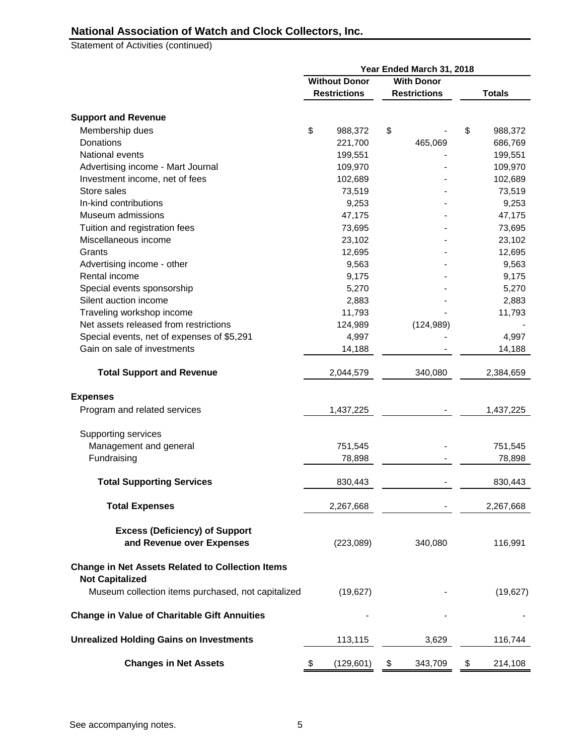## National Association of Watch and Clock Collectors, Inc.

Statement of Activities (continued)

| | Year Ended March 31, 2018 | | |
|---|---|---|---|
| | Without Donor Restrictions | With Donor Restrictions | Totals |
| **Support and Revenue** | | | |
| Membership dues | $ 988,372 | $ - | $ 988,372 |
| Donations | 221,700 | 465,069 | 686,769 |
| National events | 199,551 | - | 199,551 |
| Advertising income - Mart Journal | 109,970 | - | 109,970 |
| Investment income, net of fees | 102,689 | - | 102,689 |
| Store sales | 73,519 | - | 73,519 |
| In-kind contributions | 9,253 | - | 9,253 |
| Museum admissions | 47,175 | - | 47,175 |
| Tuition and registration fees | 73,695 | - | 73,695 |
| Miscellaneous income | 23,102 | - | 23,102 |
| Grants | 12,695 | - | 12,695 |
| Advertising income - other | 9,563 | - | 9,563 |
| Rental income | 9,175 | - | 9,175 |
| Special events sponsorship | 5,270 | - | 5,270 |
| Silent auction income | 2,883 | - | 2,883 |
| Traveling workshop income | 11,793 | - | 11,793 |
| Net assets released from restrictions | 124,989 | (124,989) | - |
| Special events, net of expenses of $5,291 | 4,997 | - | 4,997 |
| Gain on sale of investments | 14,188 | - | 14,188 |
| **Total Support and Revenue** | 2,044,579 | 340,080 | 2,384,659 |
| **Expenses** | | | |
| Program and related services | 1,437,225 | - | 1,437,225 |
| Supporting services | | | |
| Management and general | 751,545 | - | 751,545 |
| Fundraising | 78,898 | - | 78,898 |
| **Total Supporting Services** | 830,443 | - | 830,443 |
| **Total Expenses** | 2,267,668 | - | 2,267,668 |
| **Excess (Deficiency) of Support and Revenue over Expenses** | (223,089) | 340,080 | 116,991 |
| **Change in Net Assets Related to Collection Items Not Capitalized** | | | |
| Museum collection items purchased, not capitalized | (19,627) | - | (19,627) |
| **Change in Value of Charitable Gift Annuities** | - | - | - |
| **Unrealized Holding Gains on Investments** | 113,115 | 3,629 | 116,744 |
| **Changes in Net Assets** | $ (129,601) | $ 343,709 | $ 214,108 |

See accompanying notes.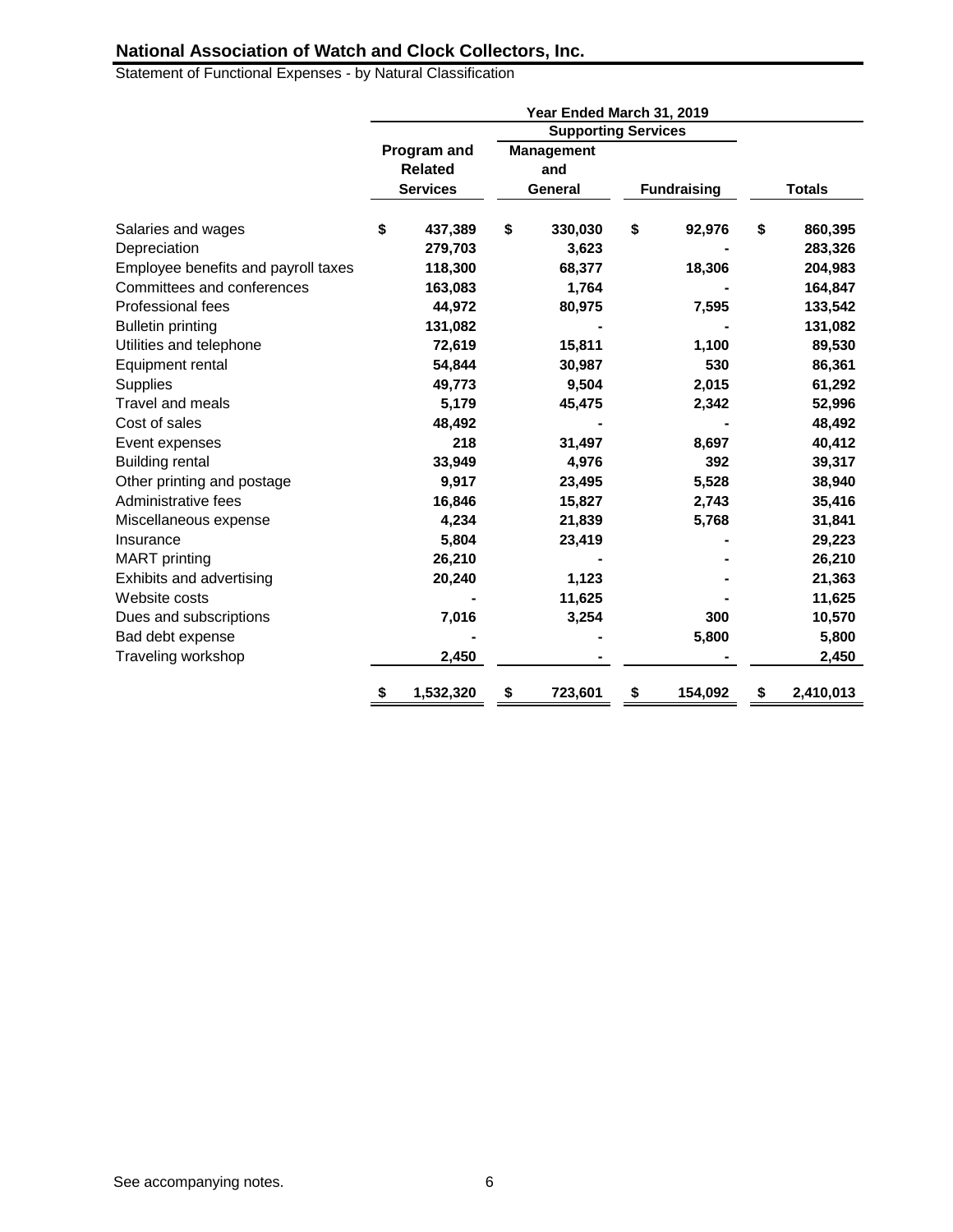## National Association of Watch and Clock Collectors, Inc.

Statement of Functional Expenses - by Natural Classification

| | Year Ended March 31, 2019 | | | |
|---|---|---|---|---|
| | | Supporting Services | | |
| | Program and Related Services | Management and General | Fundraising | Totals |
| Salaries and wages | $ 437,389 | $ 330,030 | $ 92,976 | $ 860,395 |
| Depreciation | 279,703 | 3,623 | - | 283,326 |
| Employee benefits and payroll taxes | 118,300 | 68,377 | 18,306 | 204,983 |
| Committees and conferences | 163,083 | 1,764 | - | 164,847 |
| Professional fees | 44,972 | 80,975 | 7,595 | 133,542 |
| Bulletin printing | 131,082 | - | - | 131,082 |
| Utilities and telephone | 72,619 | 15,811 | 1,100 | 89,530 |
| Equipment rental | 54,844 | 30,987 | 530 | 86,361 |
| Supplies | 49,773 | 9,504 | 2,015 | 61,292 |
| Travel and meals | 5,179 | 45,475 | 2,342 | 52,996 |
| Cost of sales | 48,492 | - | - | 48,492 |
| Event expenses | 218 | 31,497 | 8,697 | 40,412 |
| Building rental | 33,949 | 4,976 | 392 | 39,317 |
| Other printing and postage | 9,917 | 23,495 | 5,528 | 38,940 |
| Administrative fees | 16,846 | 15,827 | 2,743 | 35,416 |
| Miscellaneous expense | 4,234 | 21,839 | 5,768 | 31,841 |
| Insurance | 5,804 | 23,419 | - | 29,223 |
| MART printing | 26,210 | - | - | 26,210 |
| Exhibits and advertising | 20,240 | 1,123 | - | 21,363 |
| Website costs | - | 11,625 | - | 11,625 |
| Dues and subscriptions | 7,016 | 3,254 | 300 | 10,570 |
| Bad debt expense | - | - | 5,800 | 5,800 |
| Traveling workshop | 2,450 | - | - | 2,450 |
| | $ 1,532,320 | $ 723,601 | $ 154,092 | $ 2,410,013 |

See accompanying notes.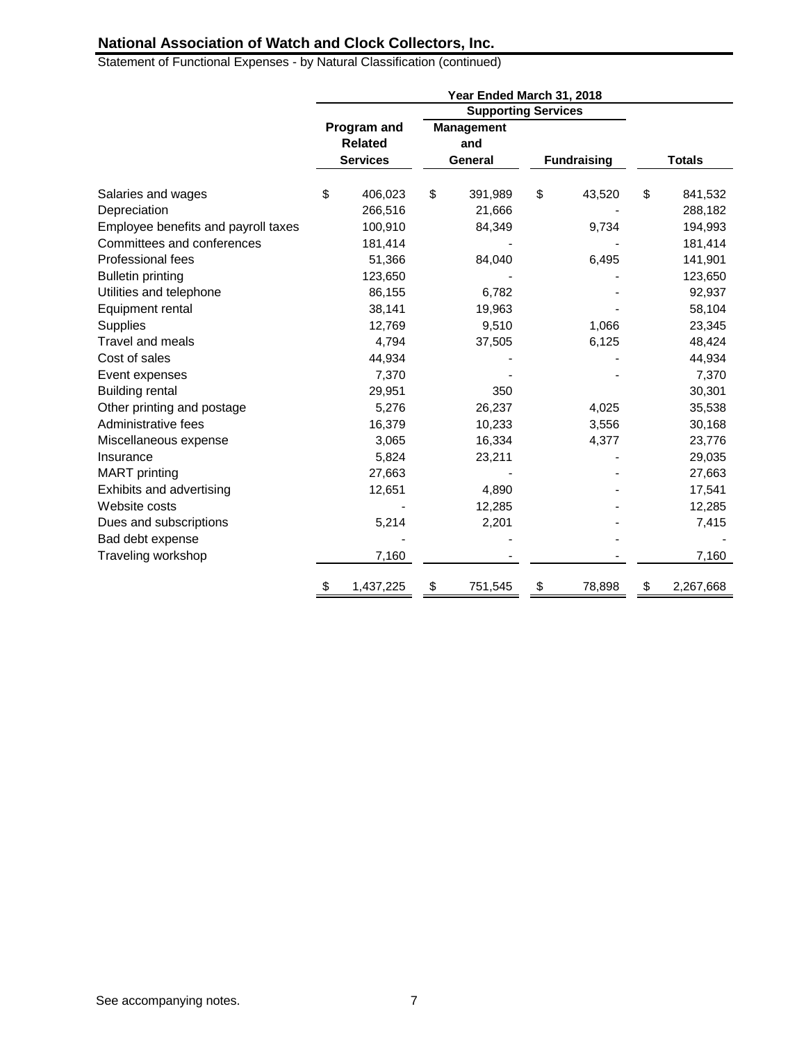**National Association of Watch and Clock Collectors, Inc.**

Statement of Functional Expenses - by Natural Classification (continued)

| | Year Ended March 31, 2018 | | | |
|---|---|---|---|---|
| | | Supporting Services | | |
| | Program and Related Services | Management and General | Fundraising | Totals |
| Salaries and wages | $ 406,023 | $ 391,989 | $ 43,520 | $ 841,532 |
| Depreciation | 266,516 | 21,666 | - | 288,182 |
| Employee benefits and payroll taxes | 100,910 | 84,349 | 9,734 | 194,993 |
| Committees and conferences | 181,414 | - | - | 181,414 |
| Professional fees | 51,366 | 84,040 | 6,495 | 141,901 |
| Bulletin printing | 123,650 | - | - | 123,650 |
| Utilities and telephone | 86,155 | 6,782 | - | 92,937 |
| Equipment rental | 38,141 | 19,963 | - | 58,104 |
| Supplies | 12,769 | 9,510 | 1,066 | 23,345 |
| Travel and meals | 4,794 | 37,505 | 6,125 | 48,424 |
| Cost of sales | 44,934 | - | - | 44,934 |
| Event expenses | 7,370 | - | - | 7,370 |
| Building rental | 29,951 | 350 | | 30,301 |
| Other printing and postage | 5,276 | 26,237 | 4,025 | 35,538 |
| Administrative fees | 16,379 | 10,233 | 3,556 | 30,168 |
| Miscellaneous expense | 3,065 | 16,334 | 4,377 | 23,776 |
| Insurance | 5,824 | 23,211 | - | 29,035 |
| MART printing | 27,663 | - | - | 27,663 |
| Exhibits and advertising | 12,651 | 4,890 | - | 17,541 |
| Website costs | - | 12,285 | - | 12,285 |
| Dues and subscriptions | 5,214 | 2,201 | - | 7,415 |
| Bad debt expense | - | - | - | - |
| Traveling workshop | 7,160 | - | - | 7,160 |
| | $ 1,437,225 | $ 751,545 | $ 78,898 | $ 2,267,668 |

See accompanying notes.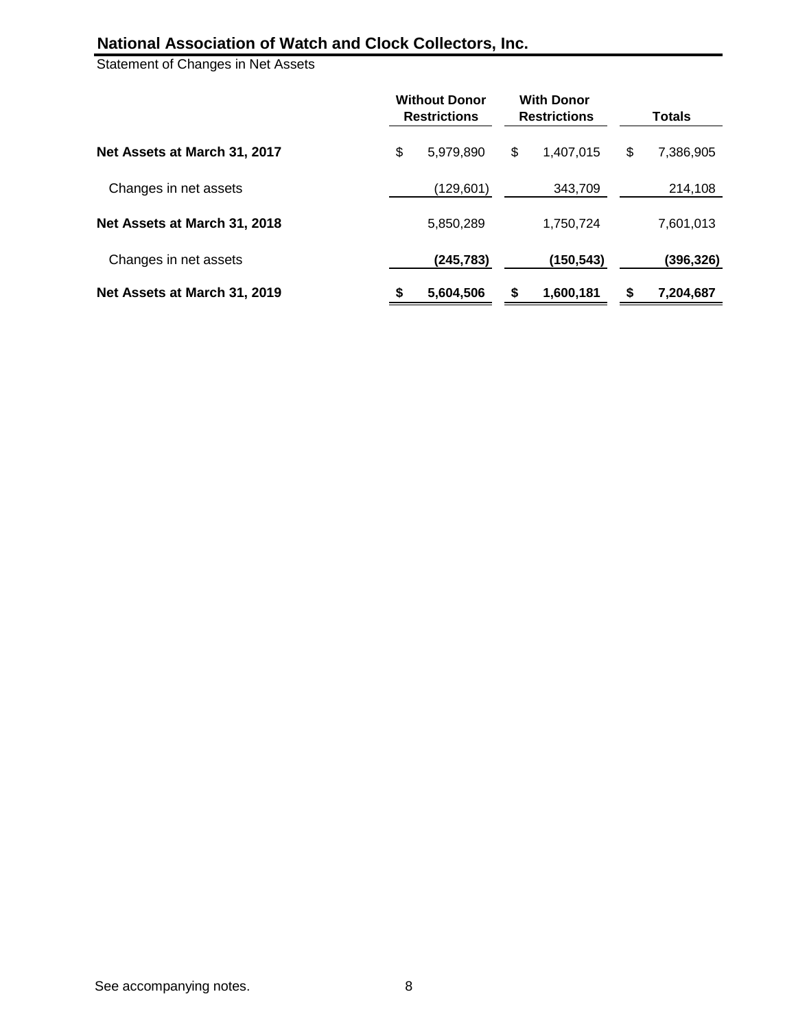## National Association of Watch and Clock Collectors, Inc.

Statement of Changes in Net Assets

| | Without Donor Restrictions | With Donor Restrictions | Totals |
|---|---|---|---|
| **Net Assets at March 31, 2017** | $ 5,979,890 | $ 1,407,015 | $ 7,386,905 |
| Changes in net assets | (129,601) | 343,709 | 214,108 |
| **Net Assets at March 31, 2018** | 5,850,289 | 1,750,724 | 7,601,013 |
| Changes in net assets | **(245,783)** | **(150,543)** | **(396,326)** |
| **Net Assets at March 31, 2019** | **$ 5,604,506** | **$ 1,600,181** | **$ 7,204,687** |

See accompanying notes.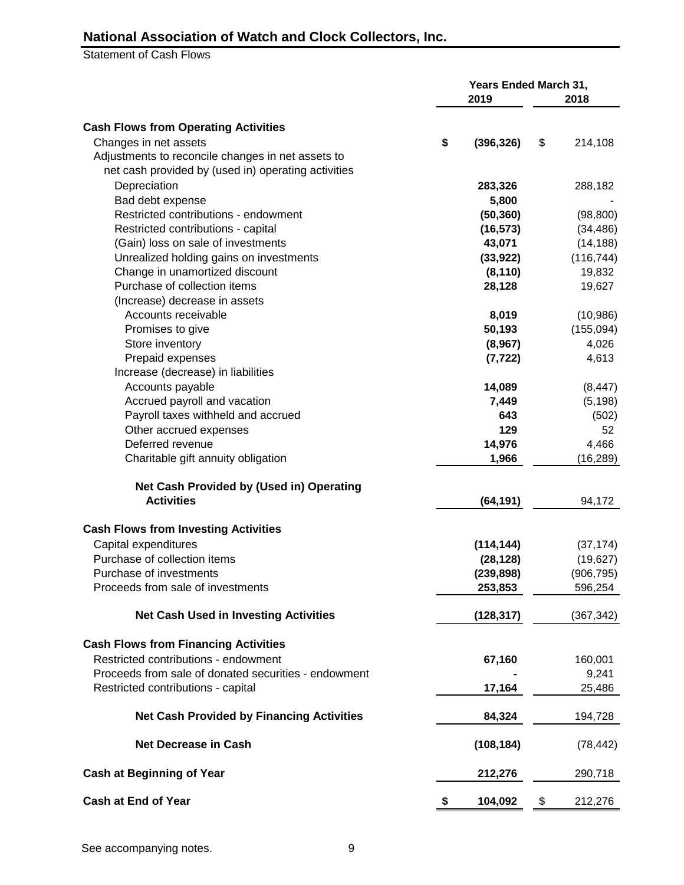# National Association of Watch and Clock Collectors, Inc.

Statement of Cash Flows

| | Years Ended March 31, 2019 | 2018 |
|---|---|---|
| **Cash Flows from Operating Activities** | | |
| Changes in net assets | $ (396,326) | $ 214,108 |
| Adjustments to reconcile changes in net assets to net cash provided by (used in) operating activities | | |
| Depreciation | 283,326 | 288,182 |
| Bad debt expense | 5,800 | - |
| Restricted contributions - endowment | (50,360) | (98,800) |
| Restricted contributions - capital | (16,573) | (34,486) |
| (Gain) loss on sale of investments | 43,071 | (14,188) |
| Unrealized holding gains on investments | (33,922) | (116,744) |
| Change in unamortized discount | (8,110) | 19,832 |
| Purchase of collection items | 28,128 | 19,627 |
| (Increase) decrease in assets | | |
| Accounts receivable | 8,019 | (10,986) |
| Promises to give | 50,193 | (155,094) |
| Store inventory | (8,967) | 4,026 |
| Prepaid expenses | (7,722) | 4,613 |
| Increase (decrease) in liabilities | | |
| Accounts payable | 14,089 | (8,447) |
| Accrued payroll and vacation | 7,449 | (5,198) |
| Payroll taxes withheld and accrued | 643 | (502) |
| Other accrued expenses | 129 | 52 |
| Deferred revenue | 14,976 | 4,466 |
| Charitable gift annuity obligation | 1,966 | (16,289) |
| **Net Cash Provided by (Used in) Operating Activities** | (64,191) | 94,172 |
| **Cash Flows from Investing Activities** | | |
| Capital expenditures | (114,144) | (37,174) |
| Purchase of collection items | (28,128) | (19,627) |
| Purchase of investments | (239,898) | (906,795) |
| Proceeds from sale of investments | 253,853 | 596,254 |
| **Net Cash Used in Investing Activities** | (128,317) | (367,342) |
| **Cash Flows from Financing Activities** | | |
| Restricted contributions - endowment | 67,160 | 160,001 |
| Proceeds from sale of donated securities - endowment | - | 9,241 |
| Restricted contributions - capital | 17,164 | 25,486 |
| **Net Cash Provided by Financing Activities** | 84,324 | 194,728 |
| **Net Decrease in Cash** | (108,184) | (78,442) |
| **Cash at Beginning of Year** | 212,276 | 290,718 |
| **Cash at End of Year** | $ 104,092 | $ 212,276 |

See accompanying notes.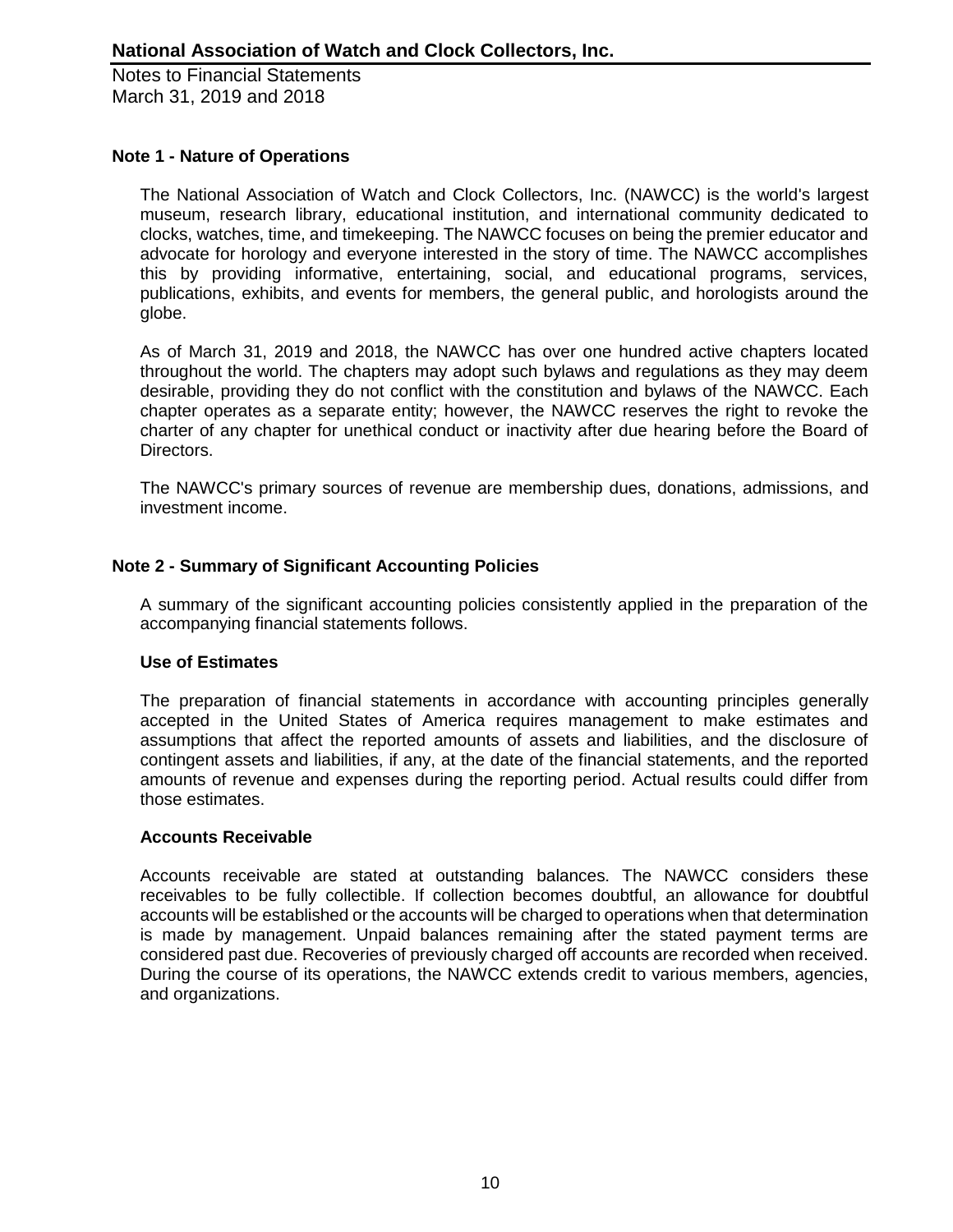# National Association of Watch and Clock Collectors, Inc.

Notes to Financial Statements
March 31, 2019 and 2018

## Note 1 - Nature of Operations

The National Association of Watch and Clock Collectors, Inc. (NAWCC) is the world's largest museum, research library, educational institution, and international community dedicated to clocks, watches, time, and timekeeping. The NAWCC focuses on being the premier educator and advocate for horology and everyone interested in the story of time. The NAWCC accomplishes this by providing informative, entertaining, social, and educational programs, services, publications, exhibits, and events for members, the general public, and horologists around the globe.

As of March 31, 2019 and 2018, the NAWCC has over one hundred active chapters located throughout the world. The chapters may adopt such bylaws and regulations as they may deem desirable, providing they do not conflict with the constitution and bylaws of the NAWCC. Each chapter operates as a separate entity; however, the NAWCC reserves the right to revoke the charter of any chapter for unethical conduct or inactivity after due hearing before the Board of Directors.

The NAWCC's primary sources of revenue are membership dues, donations, admissions, and investment income.

## Note 2 - Summary of Significant Accounting Policies

A summary of the significant accounting policies consistently applied in the preparation of the accompanying financial statements follows.

### Use of Estimates

The preparation of financial statements in accordance with accounting principles generally accepted in the United States of America requires management to make estimates and assumptions that affect the reported amounts of assets and liabilities, and the disclosure of contingent assets and liabilities, if any, at the date of the financial statements, and the reported amounts of revenue and expenses during the reporting period. Actual results could differ from those estimates.

### Accounts Receivable

Accounts receivable are stated at outstanding balances. The NAWCC considers these receivables to be fully collectible. If collection becomes doubtful, an allowance for doubtful accounts will be established or the accounts will be charged to operations when that determination is made by management. Unpaid balances remaining after the stated payment terms are considered past due. Recoveries of previously charged off accounts are recorded when received. During the course of its operations, the NAWCC extends credit to various members, agencies, and organizations.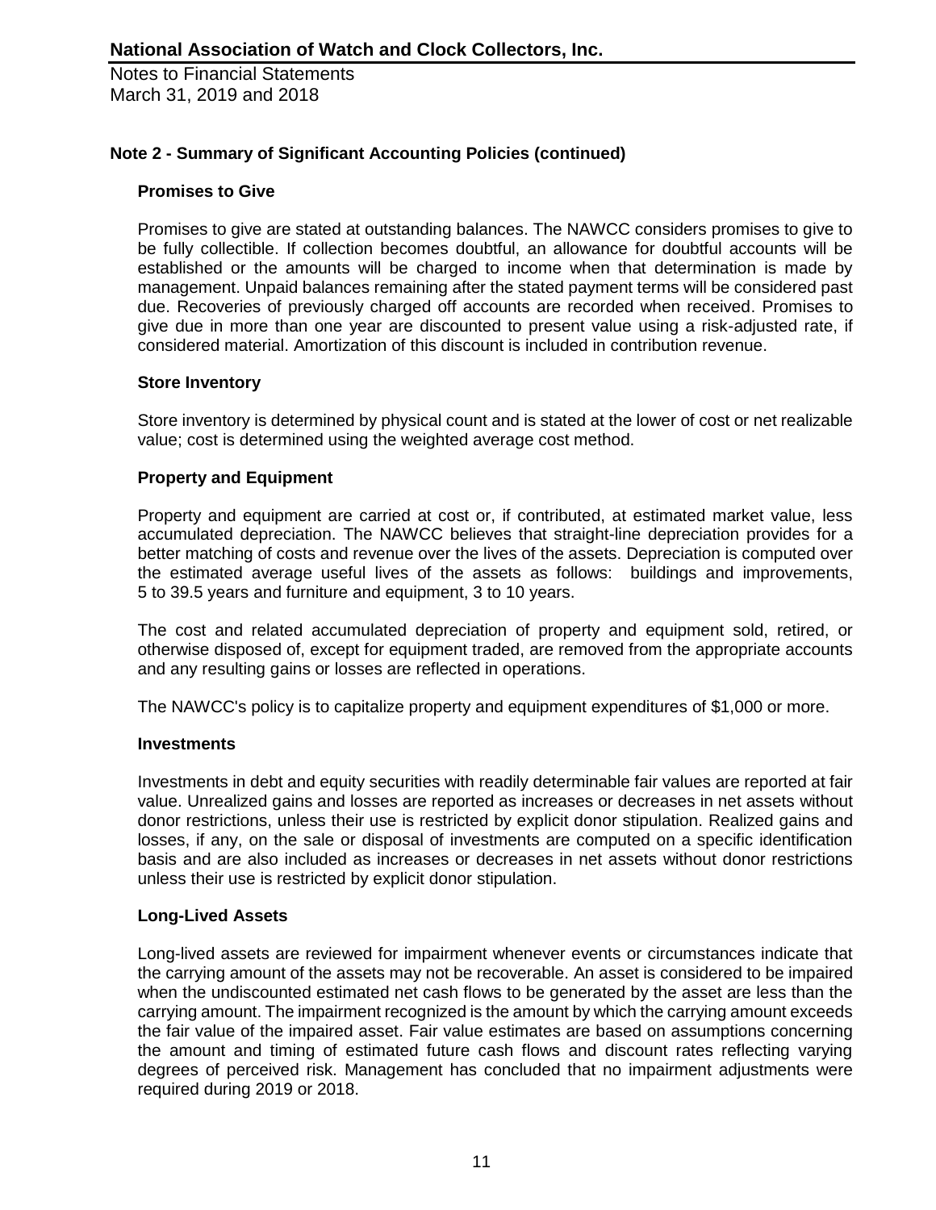## Note 2 - Summary of Significant Accounting Policies (continued)

### Promises to Give

Promises to give are stated at outstanding balances. The NAWCC considers promises to give to be fully collectible. If collection becomes doubtful, an allowance for doubtful accounts will be established or the amounts will be charged to income when that determination is made by management. Unpaid balances remaining after the stated payment terms will be considered past due. Recoveries of previously charged off accounts are recorded when received. Promises to give due in more than one year are discounted to present value using a risk-adjusted rate, if considered material. Amortization of this discount is included in contribution revenue.

### Store Inventory

Store inventory is determined by physical count and is stated at the lower of cost or net realizable value; cost is determined using the weighted average cost method.

### Property and Equipment

Property and equipment are carried at cost or, if contributed, at estimated market value, less accumulated depreciation. The NAWCC believes that straight-line depreciation provides for a better matching of costs and revenue over the lives of the assets. Depreciation is computed over the estimated average useful lives of the assets as follows: buildings and improvements, 5 to 39.5 years and furniture and equipment, 3 to 10 years.

The cost and related accumulated depreciation of property and equipment sold, retired, or otherwise disposed of, except for equipment traded, are removed from the appropriate accounts and any resulting gains or losses are reflected in operations.

The NAWCC's policy is to capitalize property and equipment expenditures of $1,000 or more.

### Investments

Investments in debt and equity securities with readily determinable fair values are reported at fair value. Unrealized gains and losses are reported as increases or decreases in net assets without donor restrictions, unless their use is restricted by explicit donor stipulation. Realized gains and losses, if any, on the sale or disposal of investments are computed on a specific identification basis and are also included as increases or decreases in net assets without donor restrictions unless their use is restricted by explicit donor stipulation.

### Long-Lived Assets

Long-lived assets are reviewed for impairment whenever events or circumstances indicate that the carrying amount of the assets may not be recoverable. An asset is considered to be impaired when the undiscounted estimated net cash flows to be generated by the asset are less than the carrying amount. The impairment recognized is the amount by which the carrying amount exceeds the fair value of the impaired asset. Fair value estimates are based on assumptions concerning the amount and timing of estimated future cash flows and discount rates reflecting varying degrees of perceived risk. Management has concluded that no impairment adjustments were required during 2019 or 2018.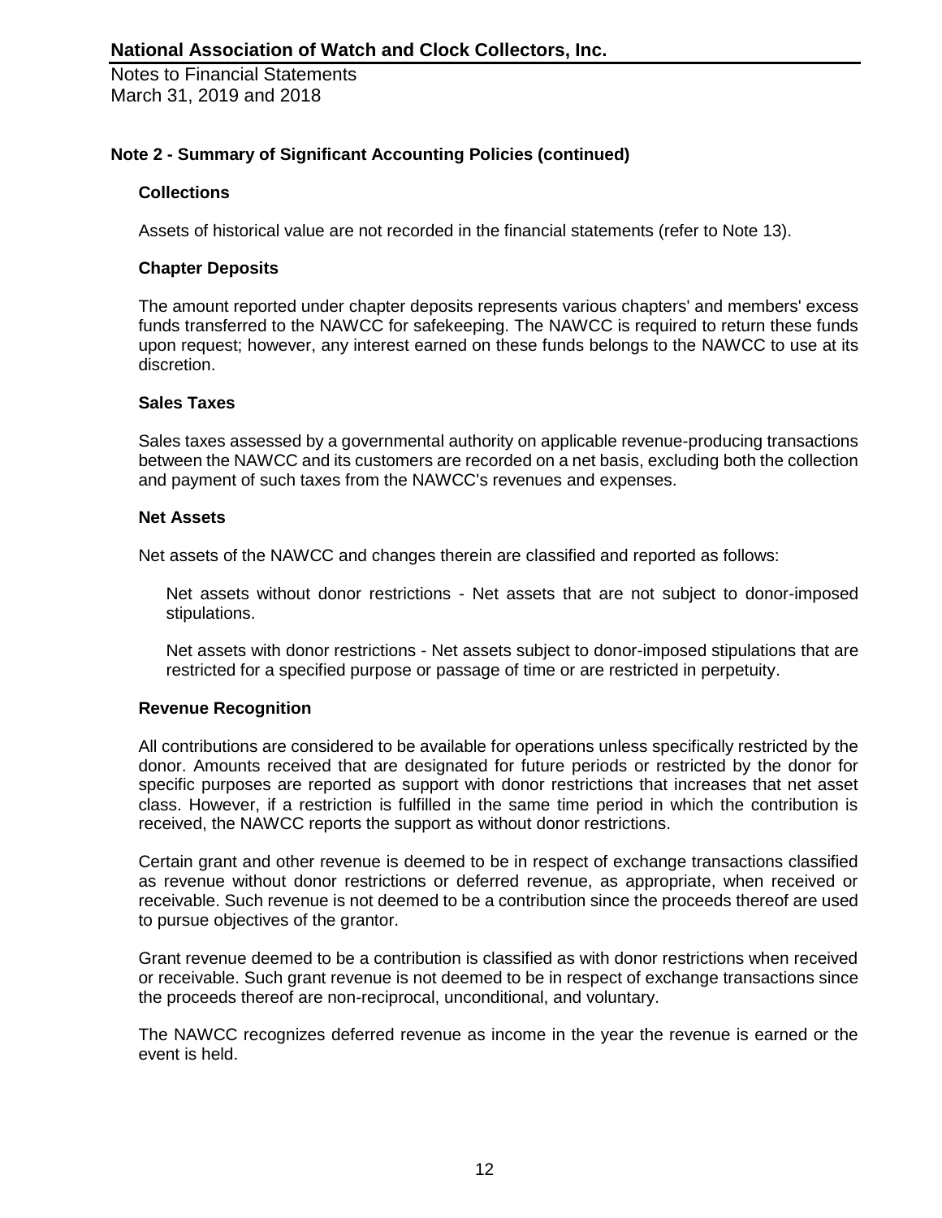## Note 2 - Summary of Significant Accounting Policies (continued)

### Collections

Assets of historical value are not recorded in the financial statements (refer to Note 13).

### Chapter Deposits

The amount reported under chapter deposits represents various chapters' and members' excess funds transferred to the NAWCC for safekeeping. The NAWCC is required to return these funds upon request; however, any interest earned on these funds belongs to the NAWCC to use at its discretion.

### Sales Taxes

Sales taxes assessed by a governmental authority on applicable revenue-producing transactions between the NAWCC and its customers are recorded on a net basis, excluding both the collection and payment of such taxes from the NAWCC's revenues and expenses.

### Net Assets

Net assets of the NAWCC and changes therein are classified and reported as follows:

Net assets without donor restrictions - Net assets that are not subject to donor-imposed stipulations.

Net assets with donor restrictions - Net assets subject to donor-imposed stipulations that are restricted for a specified purpose or passage of time or are restricted in perpetuity.

### Revenue Recognition

All contributions are considered to be available for operations unless specifically restricted by the donor. Amounts received that are designated for future periods or restricted by the donor for specific purposes are reported as support with donor restrictions that increases that net asset class. However, if a restriction is fulfilled in the same time period in which the contribution is received, the NAWCC reports the support as without donor restrictions.

Certain grant and other revenue is deemed to be in respect of exchange transactions classified as revenue without donor restrictions or deferred revenue, as appropriate, when received or receivable. Such revenue is not deemed to be a contribution since the proceeds thereof are used to pursue objectives of the grantor.

Grant revenue deemed to be a contribution is classified as with donor restrictions when received or receivable. Such grant revenue is not deemed to be in respect of exchange transactions since the proceeds thereof are non-reciprocal, unconditional, and voluntary.

The NAWCC recognizes deferred revenue as income in the year the revenue is earned or the event is held.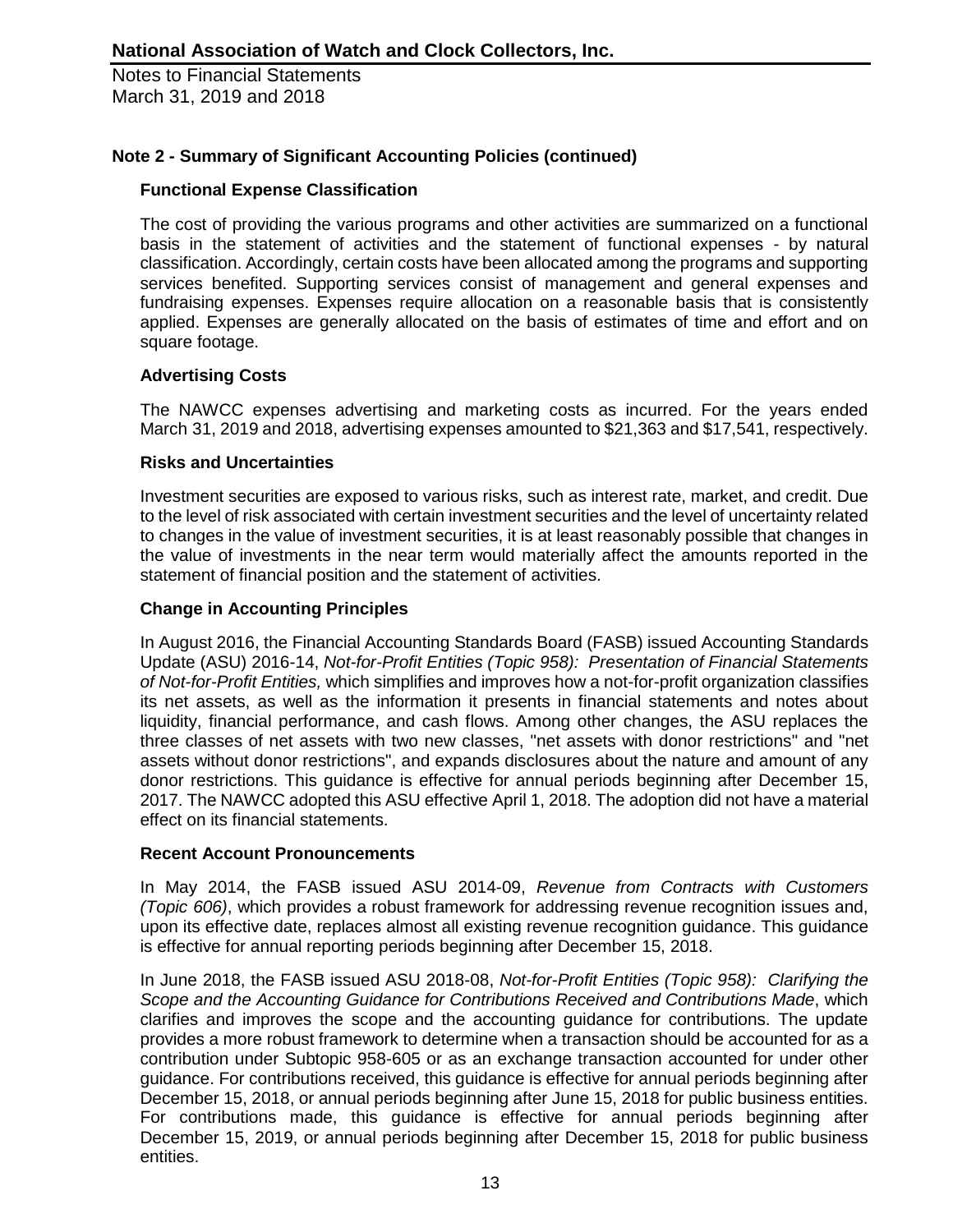## Note 2 - Summary of Significant Accounting Policies (continued)

### Functional Expense Classification

The cost of providing the various programs and other activities are summarized on a functional basis in the statement of activities and the statement of functional expenses - by natural classification. Accordingly, certain costs have been allocated among the programs and supporting services benefited. Supporting services consist of management and general expenses and fundraising expenses. Expenses require allocation on a reasonable basis that is consistently applied. Expenses are generally allocated on the basis of estimates of time and effort and on square footage.

### Advertising Costs

The NAWCC expenses advertising and marketing costs as incurred. For the years ended March 31, 2019 and 2018, advertising expenses amounted to $21,363 and $17,541, respectively.

### Risks and Uncertainties

Investment securities are exposed to various risks, such as interest rate, market, and credit. Due to the level of risk associated with certain investment securities and the level of uncertainty related to changes in the value of investment securities, it is at least reasonably possible that changes in the value of investments in the near term would materially affect the amounts reported in the statement of financial position and the statement of activities.

### Change in Accounting Principles

In August 2016, the Financial Accounting Standards Board (FASB) issued Accounting Standards Update (ASU) 2016-14, *Not-for-Profit Entities (Topic 958): Presentation of Financial Statements of Not-for-Profit Entities,* which simplifies and improves how a not-for-profit organization classifies its net assets, as well as the information it presents in financial statements and notes about liquidity, financial performance, and cash flows. Among other changes, the ASU replaces the three classes of net assets with two new classes, "net assets with donor restrictions" and "net assets without donor restrictions", and expands disclosures about the nature and amount of any donor restrictions. This guidance is effective for annual periods beginning after December 15, 2017. The NAWCC adopted this ASU effective April 1, 2018. The adoption did not have a material effect on its financial statements.

### Recent Account Pronouncements

In May 2014, the FASB issued ASU 2014-09, *Revenue from Contracts with Customers (Topic 606)*, which provides a robust framework for addressing revenue recognition issues and, upon its effective date, replaces almost all existing revenue recognition guidance. This guidance is effective for annual reporting periods beginning after December 15, 2018.

In June 2018, the FASB issued ASU 2018-08, *Not-for-Profit Entities (Topic 958): Clarifying the Scope and the Accounting Guidance for Contributions Received and Contributions Made*, which clarifies and improves the scope and the accounting guidance for contributions. The update provides a more robust framework to determine when a transaction should be accounted for as a contribution under Subtopic 958-605 or as an exchange transaction accounted for under other guidance. For contributions received, this guidance is effective for annual periods beginning after December 15, 2018, or annual periods beginning after June 15, 2018 for public business entities. For contributions made, this guidance is effective for annual periods beginning after December 15, 2019, or annual periods beginning after December 15, 2018 for public business entities.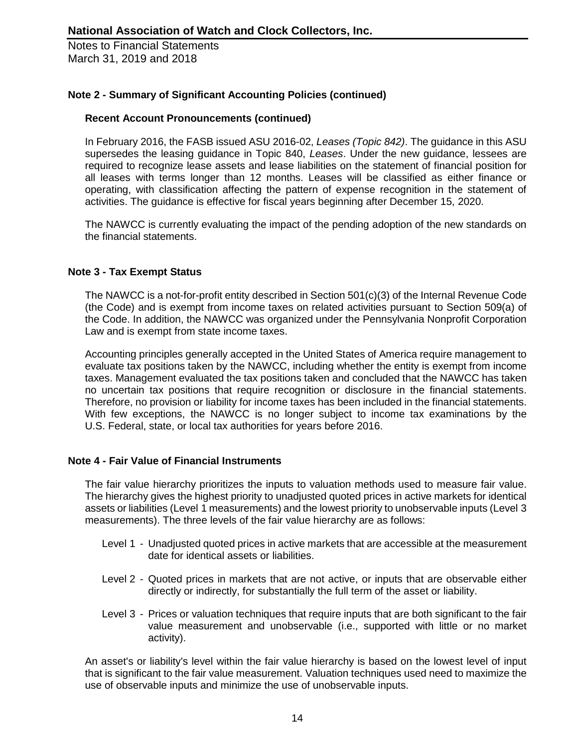## Note 2 - Summary of Significant Accounting Policies (continued)

### Recent Account Pronouncements (continued)

In February 2016, the FASB issued ASU 2016-02, *Leases (Topic 842)*. The guidance in this ASU supersedes the leasing guidance in Topic 840, *Leases*. Under the new guidance, lessees are required to recognize lease assets and lease liabilities on the statement of financial position for all leases with terms longer than 12 months. Leases will be classified as either finance or operating, with classification affecting the pattern of expense recognition in the statement of activities. The guidance is effective for fiscal years beginning after December 15, 2020.

The NAWCC is currently evaluating the impact of the pending adoption of the new standards on the financial statements.

## Note 3 - Tax Exempt Status

The NAWCC is a not-for-profit entity described in Section 501(c)(3) of the Internal Revenue Code (the Code) and is exempt from income taxes on related activities pursuant to Section 509(a) of the Code. In addition, the NAWCC was organized under the Pennsylvania Nonprofit Corporation Law and is exempt from state income taxes.

Accounting principles generally accepted in the United States of America require management to evaluate tax positions taken by the NAWCC, including whether the entity is exempt from income taxes. Management evaluated the tax positions taken and concluded that the NAWCC has taken no uncertain tax positions that require recognition or disclosure in the financial statements. Therefore, no provision or liability for income taxes has been included in the financial statements. With few exceptions, the NAWCC is no longer subject to income tax examinations by the U.S. Federal, state, or local tax authorities for years before 2016.

## Note 4 - Fair Value of Financial Instruments

The fair value hierarchy prioritizes the inputs to valuation methods used to measure fair value. The hierarchy gives the highest priority to unadjusted quoted prices in active markets for identical assets or liabilities (Level 1 measurements) and the lowest priority to unobservable inputs (Level 3 measurements). The three levels of the fair value hierarchy are as follows:

- Level 1 - Unadjusted quoted prices in active markets that are accessible at the measurement date for identical assets or liabilities.
- Level 2 - Quoted prices in markets that are not active, or inputs that are observable either directly or indirectly, for substantially the full term of the asset or liability.
- Level 3 - Prices or valuation techniques that require inputs that are both significant to the fair value measurement and unobservable (i.e., supported with little or no market activity).

An asset's or liability's level within the fair value hierarchy is based on the lowest level of input that is significant to the fair value measurement. Valuation techniques used need to maximize the use of observable inputs and minimize the use of unobservable inputs.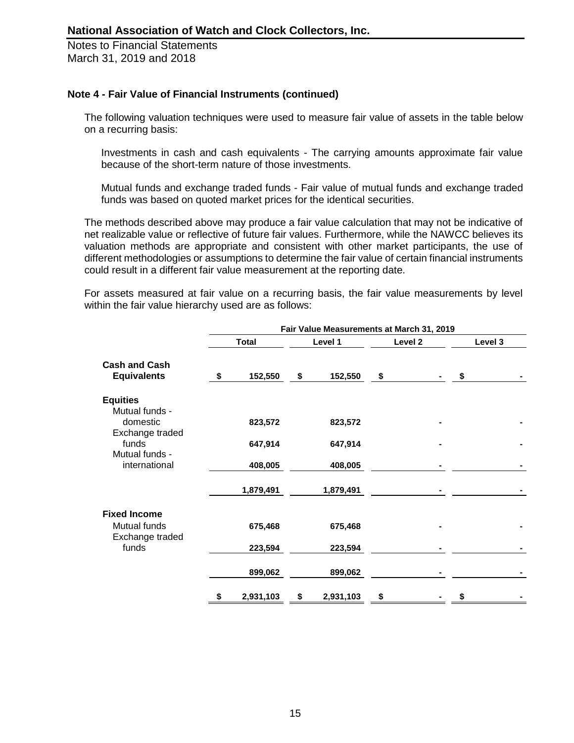**National Association of Watch and Clock Collectors, Inc.**

Notes to Financial Statements
March 31, 2019 and 2018

**Note 4 - Fair Value of Financial Instruments (continued)**

The following valuation techniques were used to measure fair value of assets in the table below on a recurring basis:

Investments in cash and cash equivalents - The carrying amounts approximate fair value because of the short-term nature of those investments.

Mutual funds and exchange traded funds - Fair value of mutual funds and exchange traded funds was based on quoted market prices for the identical securities.

The methods described above may produce a fair value calculation that may not be indicative of net realizable value or reflective of future fair values. Furthermore, while the NAWCC believes its valuation methods are appropriate and consistent with other market participants, the use of different methodologies or assumptions to determine the fair value of certain financial instruments could result in a different fair value measurement at the reporting date.

For assets measured at fair value on a recurring basis, the fair value measurements by level within the fair value hierarchy used are as follows:

| | Fair Value Measurements at March 31, 2019 | | | |
|---|---|---|---|---|
| | **Total** | **Level 1** | **Level 2** | **Level 3** |
| **Cash and Cash Equivalents** | $ 152,550 | $ 152,550 | $ - | $ - |
| **Equities** | | | | |
| Mutual funds - domestic | 823,572 | 823,572 | - | - |
| Exchange traded funds | 647,914 | 647,914 | - | - |
| Mutual funds - international | 408,005 | 408,005 | - | - |
| | 1,879,491 | 1,879,491 | - | - |
| **Fixed Income** | | | | |
| Mutual funds | 675,468 | 675,468 | - | - |
| Exchange traded funds | 223,594 | 223,594 | - | - |
| | 899,062 | 899,062 | - | - |
| | $ 2,931,103 | $ 2,931,103 | $ - | $ - |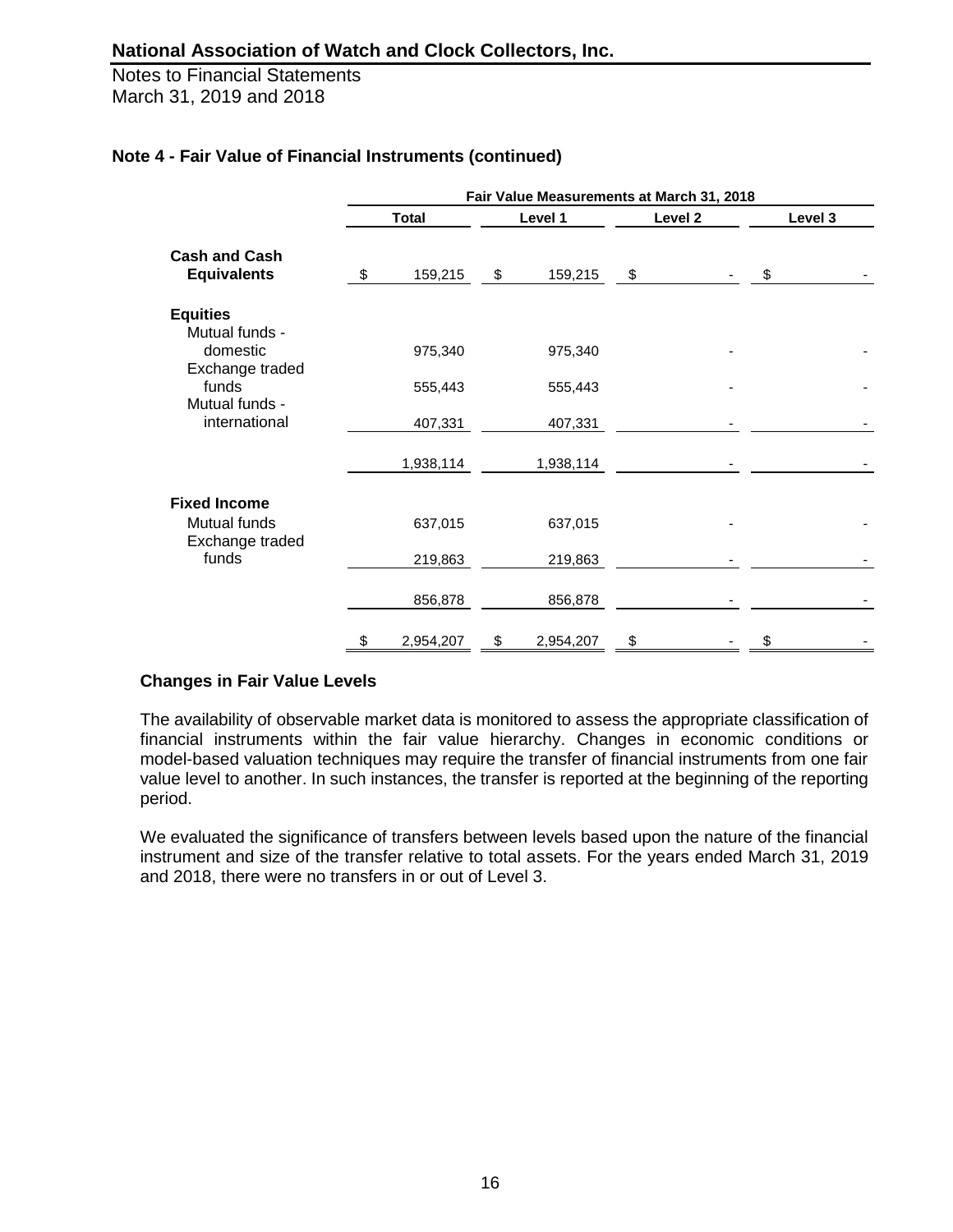## Note 4 - Fair Value of Financial Instruments (continued)

| | Fair Value Measurements at March 31, 2018 | | | |
|---|---|---|---|---|
| | Total | Level 1 | Level 2 | Level 3 |
| **Cash and Cash Equivalents** | $ 159,215 | $ 159,215 | $ - | $ - |
| **Equities** | | | | |
| Mutual funds - domestic | 975,340 | 975,340 | - | - |
| Exchange traded funds | 555,443 | 555,443 | - | - |
| Mutual funds - international | 407,331 | 407,331 | - | - |
| | 1,938,114 | 1,938,114 | - | - |
| **Fixed Income** | | | | |
| Mutual funds | 637,015 | 637,015 | - | - |
| Exchange traded funds | 219,863 | 219,863 | - | - |
| | 856,878 | 856,878 | - | - |
| | $ 2,954,207 | $ 2,954,207 | $ - | $ - |

### Changes in Fair Value Levels

The availability of observable market data is monitored to assess the appropriate classification of financial instruments within the fair value hierarchy. Changes in economic conditions or model-based valuation techniques may require the transfer of financial instruments from one fair value level to another. In such instances, the transfer is reported at the beginning of the reporting period.

We evaluated the significance of transfers between levels based upon the nature of the financial instrument and size of the transfer relative to total assets. For the years ended March 31, 2019 and 2018, there were no transfers in or out of Level 3.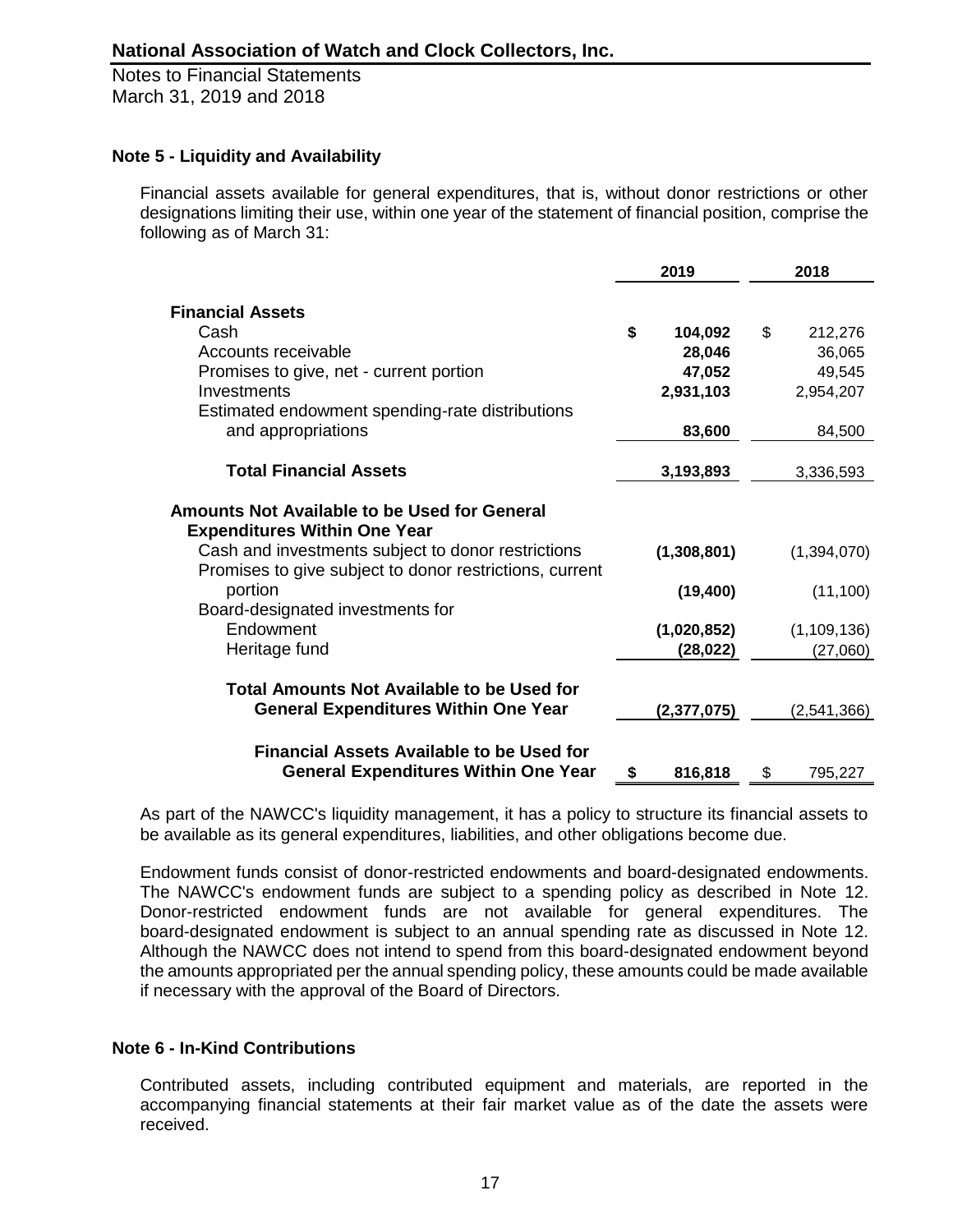# National Association of Watch and Clock Collectors, Inc.

Notes to Financial Statements
March 31, 2019 and 2018

## Note 5 - Liquidity and Availability

Financial assets available for general expenditures, that is, without donor restrictions or other designations limiting their use, within one year of the statement of financial position, comprise the following as of March 31:

| | 2019 | 2018 |
|---|---|---|
| **Financial Assets** | | |
| Cash | **$ 104,092** | $ 212,276 |
| Accounts receivable | **28,046** | 36,065 |
| Promises to give, net - current portion | **47,052** | 49,545 |
| Investments | **2,931,103** | 2,954,207 |
| Estimated endowment spending-rate distributions and appropriations | **83,600** | 84,500 |
| **Total Financial Assets** | **3,193,893** | 3,336,593 |
| **Amounts Not Available to be Used for General Expenditures Within One Year** | | |
| Cash and investments subject to donor restrictions | **(1,308,801)** | (1,394,070) |
| Promises to give subject to donor restrictions, current portion | **(19,400)** | (11,100) |
| Board-designated investments for | | |
| Endowment | **(1,020,852)** | (1,109,136) |
| Heritage fund | **(28,022)** | (27,060) |
| **Total Amounts Not Available to be Used for General Expenditures Within One Year** | **(2,377,075)** | (2,541,366) |
| **Financial Assets Available to be Used for General Expenditures Within One Year** | **$ 816,818** | $ 795,227 |

As part of the NAWCC's liquidity management, it has a policy to structure its financial assets to be available as its general expenditures, liabilities, and other obligations become due.

Endowment funds consist of donor-restricted endowments and board-designated endowments. The NAWCC's endowment funds are subject to a spending policy as described in Note 12. Donor-restricted endowment funds are not available for general expenditures. The board-designated endowment is subject to an annual spending rate as discussed in Note 12. Although the NAWCC does not intend to spend from this board-designated endowment beyond the amounts appropriated per the annual spending policy, these amounts could be made available if necessary with the approval of the Board of Directors.

## Note 6 - In-Kind Contributions

Contributed assets, including contributed equipment and materials, are reported in the accompanying financial statements at their fair market value as of the date the assets were received.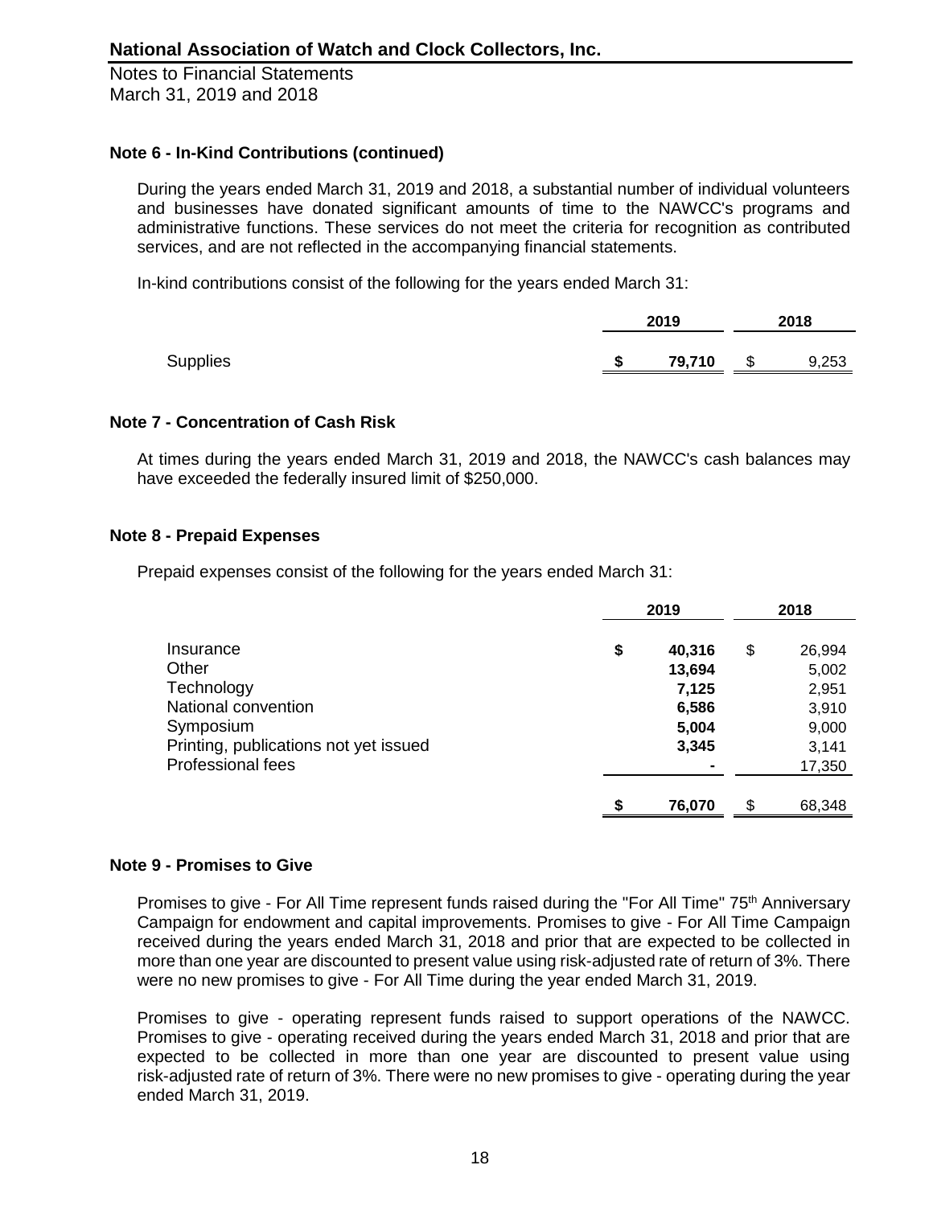## Note 6 - In-Kind Contributions (continued)

During the years ended March 31, 2019 and 2018, a substantial number of individual volunteers and businesses have donated significant amounts of time to the NAWCC's programs and administrative functions. These services do not meet the criteria for recognition as contributed services, and are not reflected in the accompanying financial statements.

In-kind contributions consist of the following for the years ended March 31:

| | 2019 | 2018 |
|---|---|---|
| Supplies | **$ 79,710** | $ 9,253 |

## Note 7 - Concentration of Cash Risk

At times during the years ended March 31, 2019 and 2018, the NAWCC's cash balances may have exceeded the federally insured limit of $250,000.

## Note 8 - Prepaid Expenses

Prepaid expenses consist of the following for the years ended March 31:

| | 2019 | 2018 |
|---|---|---|
| Insurance | **$ 40,316** | $ 26,994 |
| Other | **13,694** | 5,002 |
| Technology | **7,125** | 2,951 |
| National convention | **6,586** | 3,910 |
| Symposium | **5,004** | 9,000 |
| Printing, publications not yet issued | **3,345** | 3,141 |
| Professional fees | **-** | 17,350 |
| | **$ 76,070** | $ 68,348 |

## Note 9 - Promises to Give

Promises to give - For All Time represent funds raised during the "For All Time" 75th Anniversary Campaign for endowment and capital improvements. Promises to give - For All Time Campaign received during the years ended March 31, 2018 and prior that are expected to be collected in more than one year are discounted to present value using risk-adjusted rate of return of 3%. There were no new promises to give - For All Time during the year ended March 31, 2019.

Promises to give - operating represent funds raised to support operations of the NAWCC. Promises to give - operating received during the years ended March 31, 2018 and prior that are expected to be collected in more than one year are discounted to present value using risk-adjusted rate of return of 3%. There were no new promises to give - operating during the year ended March 31, 2019.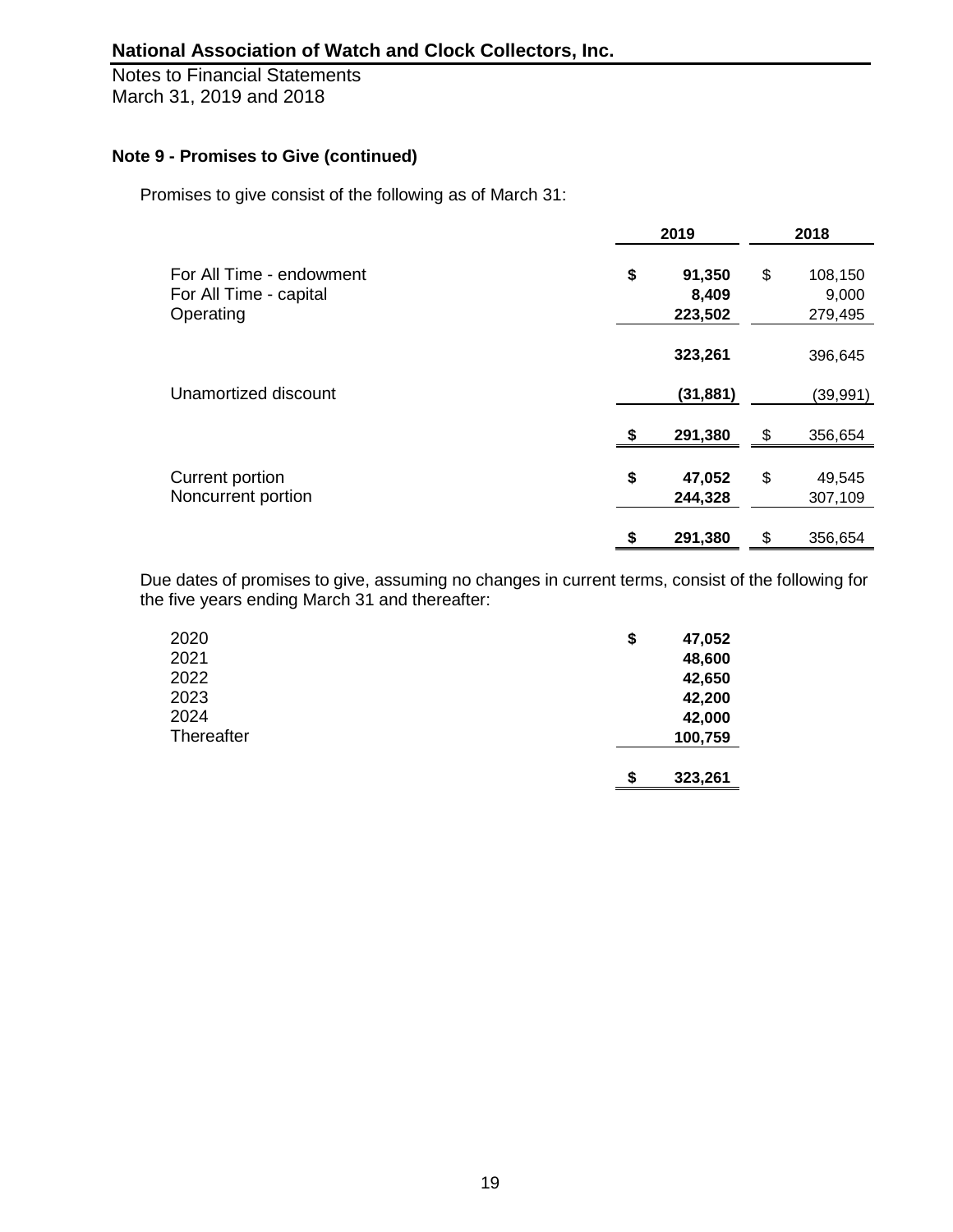National Association of Watch and Clock Collectors, Inc.
Notes to Financial Statements
March 31, 2019 and 2018

**Note 9 - Promises to Give (continued)**

Promises to give consist of the following as of March 31:

| | 2019 | 2018 |
|---|---|---|
| For All Time - endowment | $ 91,350 | $ 108,150 |
| For All Time - capital | 8,409 | 9,000 |
| Operating | 223,502 | 279,495 |
| | 323,261 | 396,645 |
| Unamortized discount | (31,881) | (39,991) |
| | $ 291,380 | $ 356,654 |
| Current portion | $ 47,052 | $ 49,545 |
| Noncurrent portion | 244,328 | 307,109 |
| | $ 291,380 | $ 356,654 |

Due dates of promises to give, assuming no changes in current terms, consist of the following for the five years ending March 31 and thereafter:

| | |
|---|---|
| 2020 | $ 47,052 |
| 2021 | 48,600 |
| 2022 | 42,650 |
| 2023 | 42,200 |
| 2024 | 42,000 |
| Thereafter | 100,759 |
| | $ 323,261 |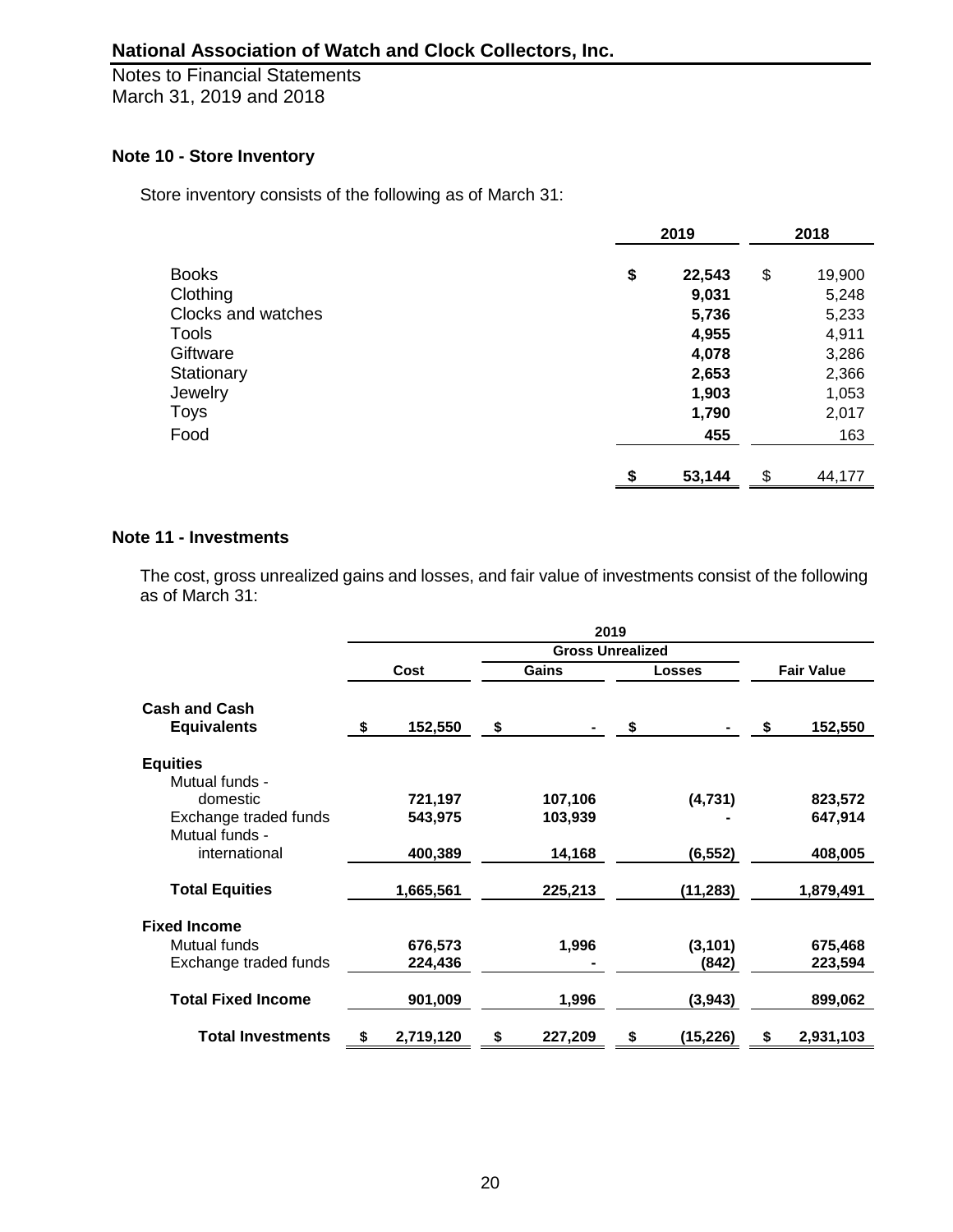## Note 10 - Store Inventory

Store inventory consists of the following as of March 31:

| | 2019 | 2018 |
|---|---|---|
| Books | $ 22,543 | $ 19,900 |
| Clothing | 9,031 | 5,248 |
| Clocks and watches | 5,736 | 5,233 |
| Tools | 4,955 | 4,911 |
| Giftware | 4,078 | 3,286 |
| Stationary | 2,653 | 2,366 |
| Jewelry | 1,903 | 1,053 |
| Toys | 1,790 | 2,017 |
| Food | 455 | 163 |
| | $ 53,144 | $ 44,177 |

## Note 11 - Investments

The cost, gross unrealized gains and losses, and fair value of investments consist of the following as of March 31:

| | 2019 | | | |
|---|---|---|---|---|
| | | Gross Unrealized | | |
| | Cost | Gains | Losses | Fair Value |
| **Cash and Cash Equivalents** | $ 152,550 | $ - | $ - | $ 152,550 |
| **Equities** | | | | |
| Mutual funds - domestic | 721,197 | 107,106 | (4,731) | 823,572 |
| Exchange traded funds | 543,975 | 103,939 | - | 647,914 |
| Mutual funds - international | 400,389 | 14,168 | (6,552) | 408,005 |
| **Total Equities** | 1,665,561 | 225,213 | (11,283) | 1,879,491 |
| **Fixed Income** | | | | |
| Mutual funds | 676,573 | 1,996 | (3,101) | 675,468 |
| Exchange traded funds | 224,436 | - | (842) | 223,594 |
| **Total Fixed Income** | 901,009 | 1,996 | (3,943) | 899,062 |
| **Total Investments** | $ 2,719,120 | $ 227,209 | $ (15,226) | $ 2,931,103 |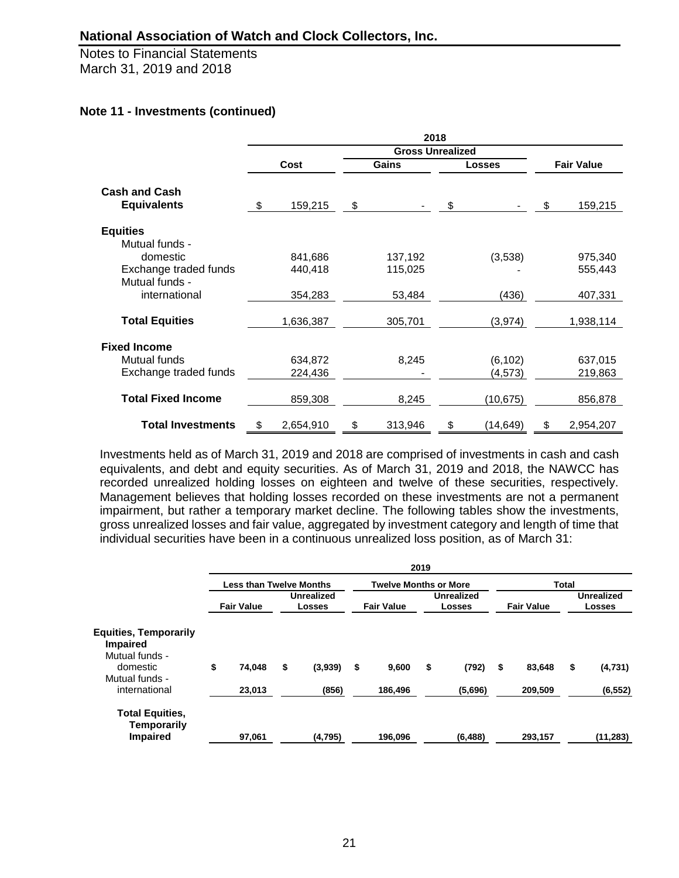## Note 11 - Investments (continued)

| | 2018 | | | |
|---|---|---|---|---|
| | | Gross Unrealized | | |
| | Cost | Gains | Losses | Fair Value |
| **Cash and Cash Equivalents** | $ 159,215 | $ - | $ - | $ 159,215 |
| **Equities** | | | | |
| Mutual funds - domestic | 841,686 | 137,192 | (3,538) | 975,340 |
| Exchange traded funds | 440,418 | 115,025 | - | 555,443 |
| Mutual funds - international | 354,283 | 53,484 | (436) | 407,331 |
| **Total Equities** | 1,636,387 | 305,701 | (3,974) | 1,938,114 |
| **Fixed Income** | | | | |
| Mutual funds | 634,872 | 8,245 | (6,102) | 637,015 |
| Exchange traded funds | 224,436 | - | (4,573) | 219,863 |
| **Total Fixed Income** | 859,308 | 8,245 | (10,675) | 856,878 |
| **Total Investments** | $ 2,654,910 | $ 313,946 | $ (14,649) | $ 2,954,207 |

Investments held as of March 31, 2019 and 2018 are comprised of investments in cash and cash equivalents, and debt and equity securities. As of March 31, 2019 and 2018, the NAWCC has recorded unrealized holding losses on eighteen and twelve of these securities, respectively. Management believes that holding losses recorded on these investments are not a permanent impairment, but rather a temporary market decline. The following tables show the investments, gross unrealized losses and fair value, aggregated by investment category and length of time that individual securities have been in a continuous unrealized loss position, as of March 31:

| | 2019 | | | | | |
|---|---|---|---|---|---|---|
| | Less than Twelve Months | | Twelve Months or More | | Total | |
| | Fair Value | Unrealized Losses | Fair Value | Unrealized Losses | Fair Value | Unrealized Losses |
| **Equities, Temporarily Impaired** | | | | | | |
| Mutual funds - domestic | **$ 74,048** | **$ (3,939)** | **$ 9,600** | **$ (792)** | **$ 83,648** | **$ (4,731)** |
| Mutual funds - international | **23,013** | **(856)** | **186,496** | **(5,696)** | **209,509** | **(6,552)** |
| **Total Equities, Temporarily Impaired** | **97,061** | **(4,795)** | **196,096** | **(6,488)** | **293,157** | **(11,283)** |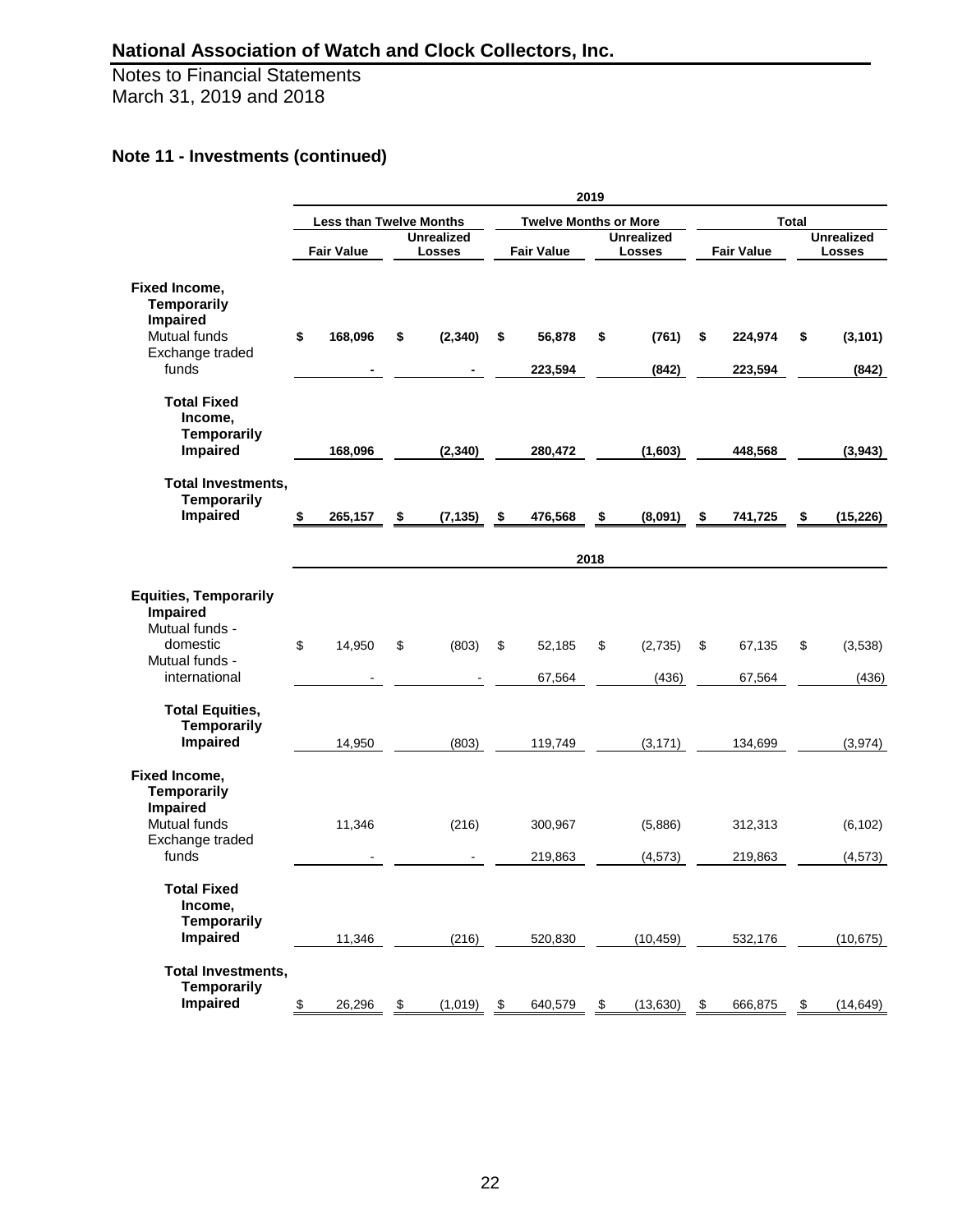## National Association of Watch and Clock Collectors, Inc.

Notes to Financial Statements
March 31, 2019 and 2018

### Note 11 - Investments (continued)

| | 2019 | | | | | |
|---|---|---|---|---|---|---|
| | Less than Twelve Months | | Twelve Months or More | | Total | |
| | Fair Value | Unrealized Losses | Fair Value | Unrealized Losses | Fair Value | Unrealized Losses |
| **Fixed Income, Temporarily Impaired** | | | | | | |
| Mutual funds | $ 168,096 | $ (2,340) | $ 56,878 | $ (761) | $ 224,974 | $ (3,101) |
| Exchange traded funds | - | - | 223,594 | (842) | 223,594 | (842) |
| **Total Fixed Income, Temporarily Impaired** | 168,096 | (2,340) | 280,472 | (1,603) | 448,568 | (3,943) |
| **Total Investments, Temporarily Impaired** | $ 265,157 | $ (7,135) | $ 476,568 | $ (8,091) | $ 741,725 | $ (15,226) |

| | 2018 | | | | | |
|---|---|---|---|---|---|---|
| | Less than Twelve Months | | Twelve Months or More | | Total | |
| | Fair Value | Unrealized Losses | Fair Value | Unrealized Losses | Fair Value | Unrealized Losses |
| **Equities, Temporarily Impaired** | | | | | | |
| Mutual funds - domestic | $ 14,950 | $ (803) | $ 52,185 | $ (2,735) | $ 67,135 | $ (3,538) |
| Mutual funds - international | - | - | 67,564 | (436) | 67,564 | (436) |
| **Total Equities, Temporarily Impaired** | 14,950 | (803) | 119,749 | (3,171) | 134,699 | (3,974) |
| **Fixed Income, Temporarily Impaired** | | | | | | |
| Mutual funds | 11,346 | (216) | 300,967 | (5,886) | 312,313 | (6,102) |
| Exchange traded funds | - | - | 219,863 | (4,573) | 219,863 | (4,573) |
| **Total Fixed Income, Temporarily Impaired** | 11,346 | (216) | 520,830 | (10,459) | 532,176 | (10,675) |
| **Total Investments, Temporarily Impaired** | $ 26,296 | $ (1,019) | $ 640,579 | $ (13,630) | $ 666,875 | $ (14,649) |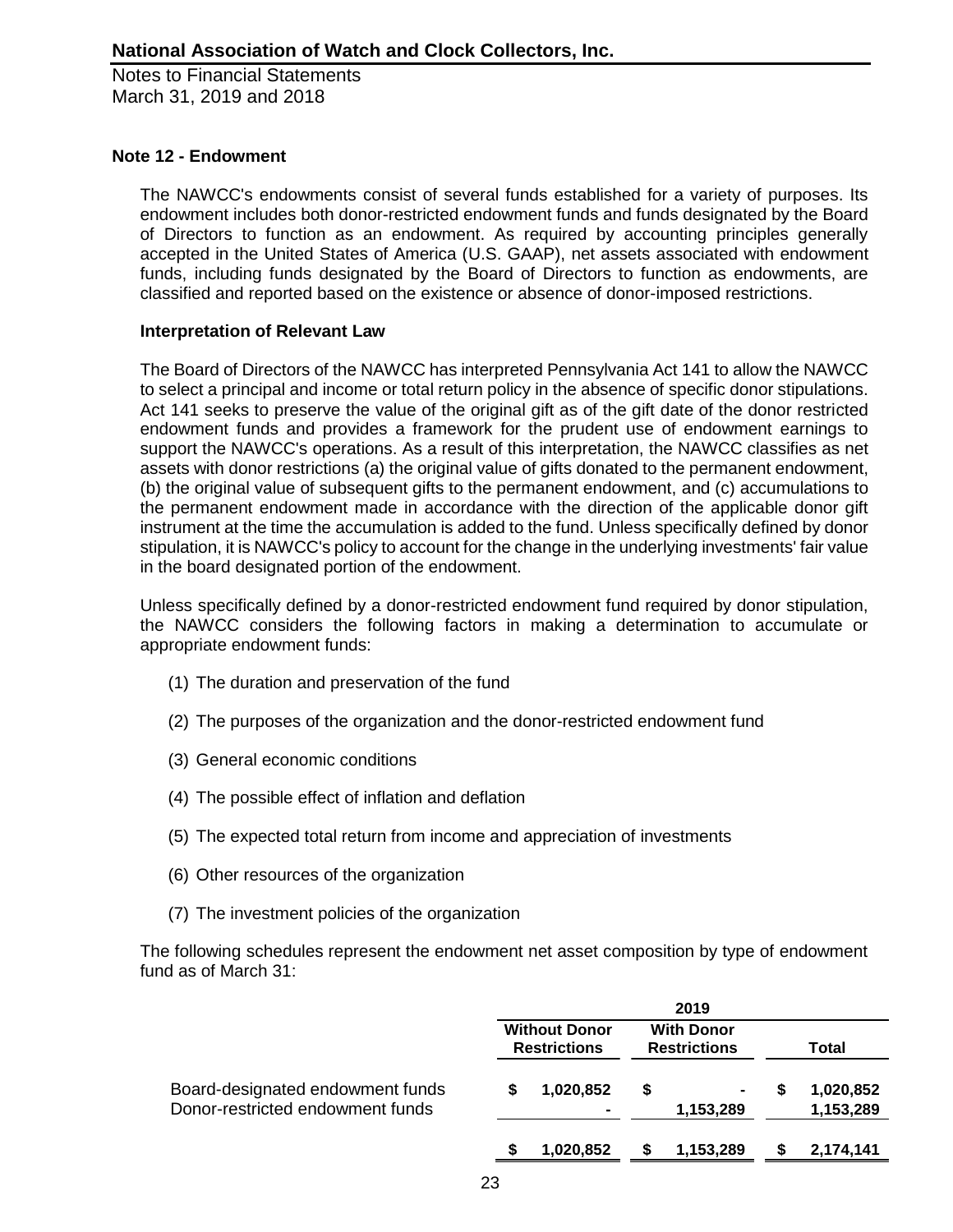## Note 12 - Endowment

The NAWCC's endowments consist of several funds established for a variety of purposes. Its endowment includes both donor-restricted endowment funds and funds designated by the Board of Directors to function as an endowment. As required by accounting principles generally accepted in the United States of America (U.S. GAAP), net assets associated with endowment funds, including funds designated by the Board of Directors to function as endowments, are classified and reported based on the existence or absence of donor-imposed restrictions.

### Interpretation of Relevant Law

The Board of Directors of the NAWCC has interpreted Pennsylvania Act 141 to allow the NAWCC to select a principal and income or total return policy in the absence of specific donor stipulations. Act 141 seeks to preserve the value of the original gift as of the gift date of the donor restricted endowment funds and provides a framework for the prudent use of endowment earnings to support the NAWCC's operations. As a result of this interpretation, the NAWCC classifies as net assets with donor restrictions (a) the original value of gifts donated to the permanent endowment, (b) the original value of subsequent gifts to the permanent endowment, and (c) accumulations to the permanent endowment made in accordance with the direction of the applicable donor gift instrument at the time the accumulation is added to the fund. Unless specifically defined by donor stipulation, it is NAWCC's policy to account for the change in the underlying investments' fair value in the board designated portion of the endowment.

Unless specifically defined by a donor-restricted endowment fund required by donor stipulation, the NAWCC considers the following factors in making a determination to accumulate or appropriate endowment funds:

(1) The duration and preservation of the fund

(2) The purposes of the organization and the donor-restricted endowment fund

(3) General economic conditions

(4) The possible effect of inflation and deflation

(5) The expected total return from income and appreciation of investments

(6) Other resources of the organization

(7) The investment policies of the organization

The following schedules represent the endowment net asset composition by type of endowment fund as of March 31:

| | 2019 | | |
|---|---|---|---|
| | Without Donor Restrictions | With Donor Restrictions | Total |
| Board-designated endowment funds | $ 1,020,852 | $ - | $ 1,020,852 |
| Donor-restricted endowment funds | - | 1,153,289 | 1,153,289 |
| | $ 1,020,852 | $ 1,153,289 | $ 2,174,141 |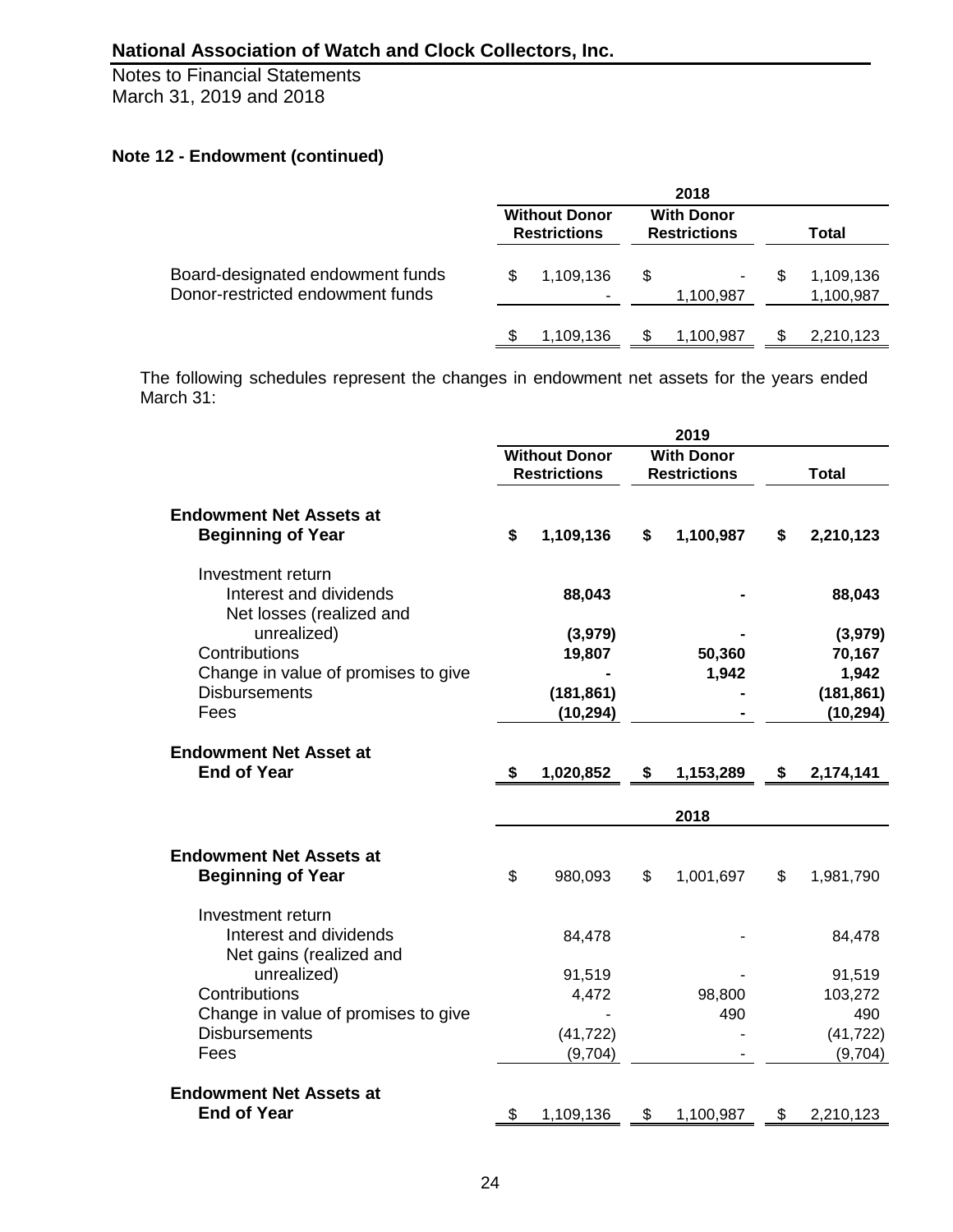## National Association of Watch and Clock Collectors, Inc.

Notes to Financial Statements
March 31, 2019 and 2018

### Note 12 - Endowment (continued)

| | 2018 | | |
|---|---|---|---|
| | Without Donor Restrictions | With Donor Restrictions | Total |
| Board-designated endowment funds | $ 1,109,136 | $ - | $ 1,109,136 |
| Donor-restricted endowment funds | - | 1,100,987 | 1,100,987 |
| | $ 1,109,136 | $ 1,100,987 | $ 2,210,123 |

The following schedules represent the changes in endowment net assets for the years ended March 31:

| | 2019 | | |
|---|---|---|---|
| | **Without Donor Restrictions** | **With Donor Restrictions** | **Total** |
| **Endowment Net Assets at Beginning of Year** | **$ 1,109,136** | **$ 1,100,987** | **$ 2,210,123** |
| Investment return | | | |
| Interest and dividends | **88,043** | **-** | **88,043** |
| Net losses (realized and unrealized) | **(3,979)** | **-** | **(3,979)** |
| Contributions | **19,807** | **50,360** | **70,167** |
| Change in value of promises to give | **-** | **1,942** | **1,942** |
| Disbursements | **(181,861)** | **-** | **(181,861)** |
| Fees | **(10,294)** | **-** | **(10,294)** |
| **Endowment Net Asset at End of Year** | **$ 1,020,852** | **$ 1,153,289** | **$ 2,174,141** |

| | 2018 | | |
|---|---|---|---|
| | Without Donor Restrictions | With Donor Restrictions | Total |
| **Endowment Net Assets at Beginning of Year** | $ 980,093 | $ 1,001,697 | $ 1,981,790 |
| Investment return | | | |
| Interest and dividends | 84,478 | - | 84,478 |
| Net gains (realized and unrealized) | 91,519 | - | 91,519 |
| Contributions | 4,472 | 98,800 | 103,272 |
| Change in value of promises to give | - | 490 | 490 |
| Disbursements | (41,722) | - | (41,722) |
| Fees | (9,704) | - | (9,704) |
| **Endowment Net Assets at End of Year** | $ 1,109,136 | $ 1,100,987 | $ 2,210,123 |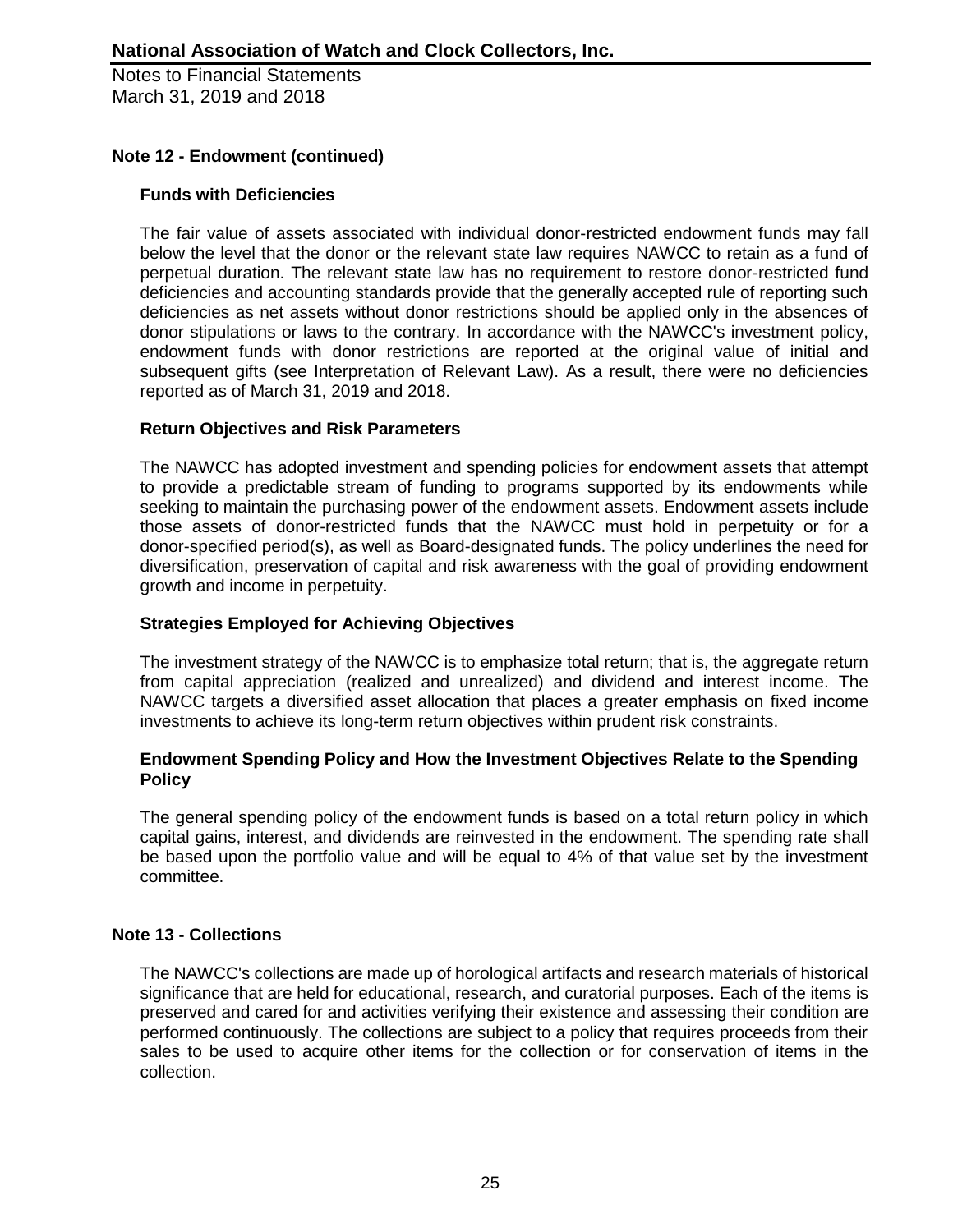## Note 12 - Endowment (continued)

### Funds with Deficiencies

The fair value of assets associated with individual donor-restricted endowment funds may fall below the level that the donor or the relevant state law requires NAWCC to retain as a fund of perpetual duration. The relevant state law has no requirement to restore donor-restricted fund deficiencies and accounting standards provide that the generally accepted rule of reporting such deficiencies as net assets without donor restrictions should be applied only in the absences of donor stipulations or laws to the contrary. In accordance with the NAWCC's investment policy, endowment funds with donor restrictions are reported at the original value of initial and subsequent gifts (see Interpretation of Relevant Law). As a result, there were no deficiencies reported as of March 31, 2019 and 2018.

### Return Objectives and Risk Parameters

The NAWCC has adopted investment and spending policies for endowment assets that attempt to provide a predictable stream of funding to programs supported by its endowments while seeking to maintain the purchasing power of the endowment assets. Endowment assets include those assets of donor-restricted funds that the NAWCC must hold in perpetuity or for a donor-specified period(s), as well as Board-designated funds. The policy underlines the need for diversification, preservation of capital and risk awareness with the goal of providing endowment growth and income in perpetuity.

### Strategies Employed for Achieving Objectives

The investment strategy of the NAWCC is to emphasize total return; that is, the aggregate return from capital appreciation (realized and unrealized) and dividend and interest income. The NAWCC targets a diversified asset allocation that places a greater emphasis on fixed income investments to achieve its long-term return objectives within prudent risk constraints.

### Endowment Spending Policy and How the Investment Objectives Relate to the Spending Policy

The general spending policy of the endowment funds is based on a total return policy in which capital gains, interest, and dividends are reinvested in the endowment. The spending rate shall be based upon the portfolio value and will be equal to 4% of that value set by the investment committee.

## Note 13 - Collections

The NAWCC's collections are made up of horological artifacts and research materials of historical significance that are held for educational, research, and curatorial purposes. Each of the items is preserved and cared for and activities verifying their existence and assessing their condition are performed continuously. The collections are subject to a policy that requires proceeds from their sales to be used to acquire other items for the collection or for conservation of items in the collection.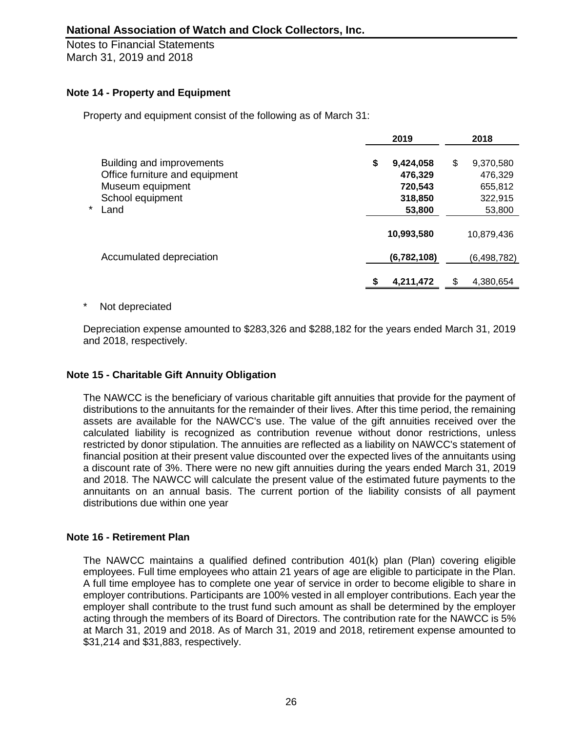# National Association of Watch and Clock Collectors, Inc.

Notes to Financial Statements
March 31, 2019 and 2018

### Note 14 - Property and Equipment

Property and equipment consist of the following as of March 31:

| | 2019 | 2018 |
|---|---|---|
| Building and improvements | **$ 9,424,058** | $ 9,370,580 |
| Office furniture and equipment | **476,329** | 476,329 |
| Museum equipment | **720,543** | 655,812 |
| School equipment | **318,850** | 322,915 |
| * Land | **53,800** | 53,800 |
| | **10,993,580** | 10,879,436 |
| Accumulated depreciation | **(6,782,108)** | (6,498,782) |
| | **$ 4,211,472** | $ 4,380,654 |

\* Not depreciated

Depreciation expense amounted to $283,326 and $288,182 for the years ended March 31, 2019 and 2018, respectively.

### Note 15 - Charitable Gift Annuity Obligation

The NAWCC is the beneficiary of various charitable gift annuities that provide for the payment of distributions to the annuitants for the remainder of their lives. After this time period, the remaining assets are available for the NAWCC's use. The value of the gift annuities received over the calculated liability is recognized as contribution revenue without donor restrictions, unless restricted by donor stipulation. The annuities are reflected as a liability on NAWCC's statement of financial position at their present value discounted over the expected lives of the annuitants using a discount rate of 3%. There were no new gift annuities during the years ended March 31, 2019 and 2018. The NAWCC will calculate the present value of the estimated future payments to the annuitants on an annual basis. The current portion of the liability consists of all payment distributions due within one year

### Note 16 - Retirement Plan

The NAWCC maintains a qualified defined contribution 401(k) plan (Plan) covering eligible employees. Full time employees who attain 21 years of age are eligible to participate in the Plan. A full time employee has to complete one year of service in order to become eligible to share in employer contributions. Participants are 100% vested in all employer contributions. Each year the employer shall contribute to the trust fund such amount as shall be determined by the employer acting through the members of its Board of Directors. The contribution rate for the NAWCC is 5% at March 31, 2019 and 2018. As of March 31, 2019 and 2018, retirement expense amounted to $31,214 and $31,883, respectively.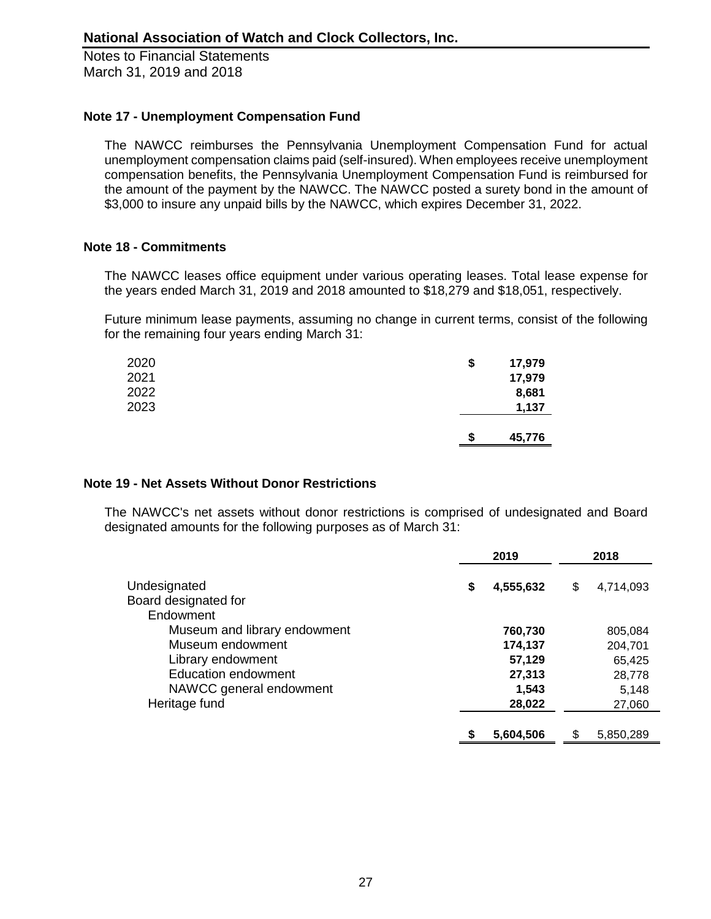## Note 17 - Unemployment Compensation Fund

The NAWCC reimburses the Pennsylvania Unemployment Compensation Fund for actual unemployment compensation claims paid (self-insured). When employees receive unemployment compensation benefits, the Pennsylvania Unemployment Compensation Fund is reimbursed for the amount of the payment by the NAWCC. The NAWCC posted a surety bond in the amount of $3,000 to insure any unpaid bills by the NAWCC, which expires December 31, 2022.

## Note 18 - Commitments

The NAWCC leases office equipment under various operating leases. Total lease expense for the years ended March 31, 2019 and 2018 amounted to $18,279 and $18,051, respectively.

Future minimum lease payments, assuming no change in current terms, consist of the following for the remaining four years ending March 31:

| | |
|---|---|
| 2020 | $ 17,979 |
| 2021 | 17,979 |
| 2022 | 8,681 |
| 2023 | 1,137 |
| | $ 45,776 |

## Note 19 - Net Assets Without Donor Restrictions

The NAWCC's net assets without donor restrictions is comprised of undesignated and Board designated amounts for the following purposes as of March 31:

| | 2019 | 2018 |
|---|---|---|
| Undesignated | $ 4,555,632 | $ 4,714,093 |
| Board designated for | | |
| Endowment | | |
| Museum and library endowment | 760,730 | 805,084 |
| Museum endowment | 174,137 | 204,701 |
| Library endowment | 57,129 | 65,425 |
| Education endowment | 27,313 | 28,778 |
| NAWCC general endowment | 1,543 | 5,148 |
| Heritage fund | 28,022 | 27,060 |
| | $ 5,604,506 | $ 5,850,289 |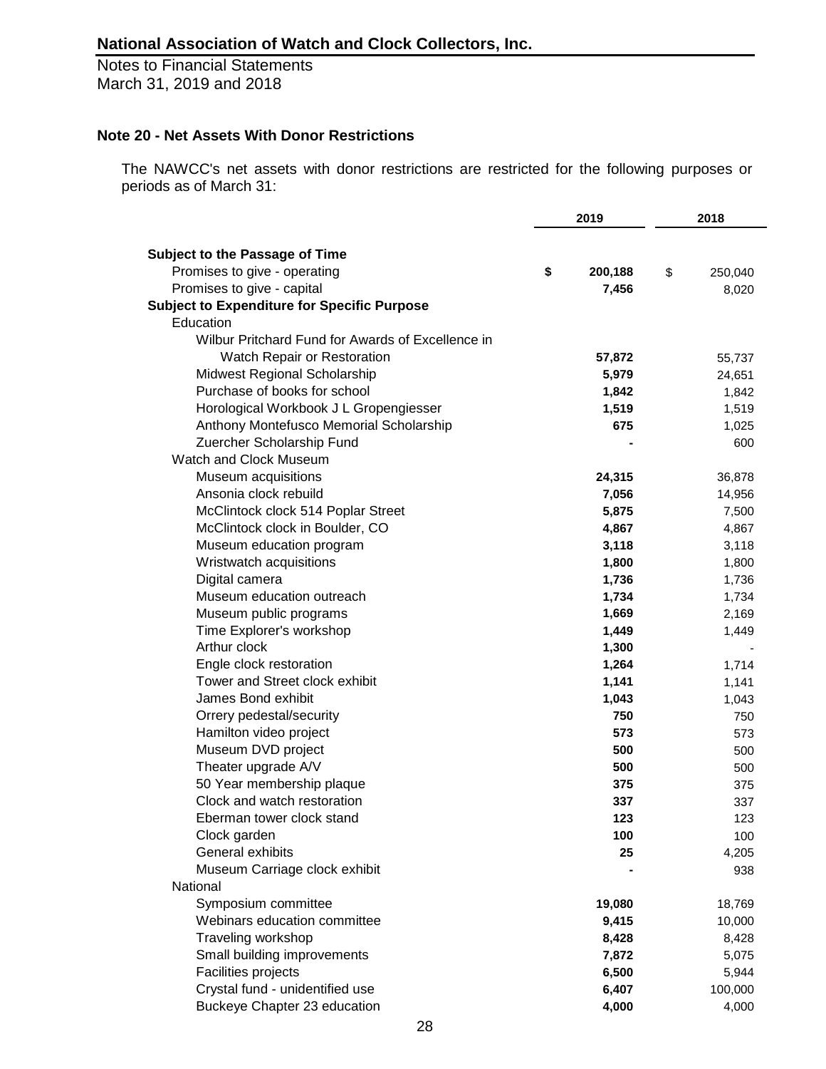**National Association of Watch and Clock Collectors, Inc.**

Notes to Financial Statements
March 31, 2019 and 2018

### Note 20 - Net Assets With Donor Restrictions

The NAWCC's net assets with donor restrictions are restricted for the following purposes or periods as of March 31:

| | 2019 | 2018 |
|---|---|---|
| **Subject to the Passage of Time** | | |
| Promises to give - operating | **$ 200,188** | $ 250,040 |
| Promises to give - capital | **7,456** | 8,020 |
| **Subject to Expenditure for Specific Purpose** | | |
| Education | | |
| Wilbur Pritchard Fund for Awards of Excellence in Watch Repair or Restoration | **57,872** | 55,737 |
| Midwest Regional Scholarship | **5,979** | 24,651 |
| Purchase of books for school | **1,842** | 1,842 |
| Horological Workbook J L Gropengiesser | **1,519** | 1,519 |
| Anthony Montefusco Memorial Scholarship | **675** | 1,025 |
| Zuercher Scholarship Fund | **-** | 600 |
| Watch and Clock Museum | | |
| Museum acquisitions | **24,315** | 36,878 |
| Ansonia clock rebuild | **7,056** | 14,956 |
| McClintock clock 514 Poplar Street | **5,875** | 7,500 |
| McClintock clock in Boulder, CO | **4,867** | 4,867 |
| Museum education program | **3,118** | 3,118 |
| Wristwatch acquisitions | **1,800** | 1,800 |
| Digital camera | **1,736** | 1,736 |
| Museum education outreach | **1,734** | 1,734 |
| Museum public programs | **1,669** | 2,169 |
| Time Explorer's workshop | **1,449** | 1,449 |
| Arthur clock | **1,300** | - |
| Engle clock restoration | **1,264** | 1,714 |
| Tower and Street clock exhibit | **1,141** | 1,141 |
| James Bond exhibit | **1,043** | 1,043 |
| Orrery pedestal/security | **750** | 750 |
| Hamilton video project | **573** | 573 |
| Museum DVD project | **500** | 500 |
| Theater upgrade A/V | **500** | 500 |
| 50 Year membership plaque | **375** | 375 |
| Clock and watch restoration | **337** | 337 |
| Eberman tower clock stand | **123** | 123 |
| Clock garden | **100** | 100 |
| General exhibits | **25** | 4,205 |
| Museum Carriage clock exhibit | **-** | 938 |
| National | | |
| Symposium committee | **19,080** | 18,769 |
| Webinars education committee | **9,415** | 10,000 |
| Traveling workshop | **8,428** | 8,428 |
| Small building improvements | **7,872** | 5,075 |
| Facilities projects | **6,500** | 5,944 |
| Crystal fund - unidentified use | **6,407** | 100,000 |
| Buckeye Chapter 23 education | **4,000** | 4,000 |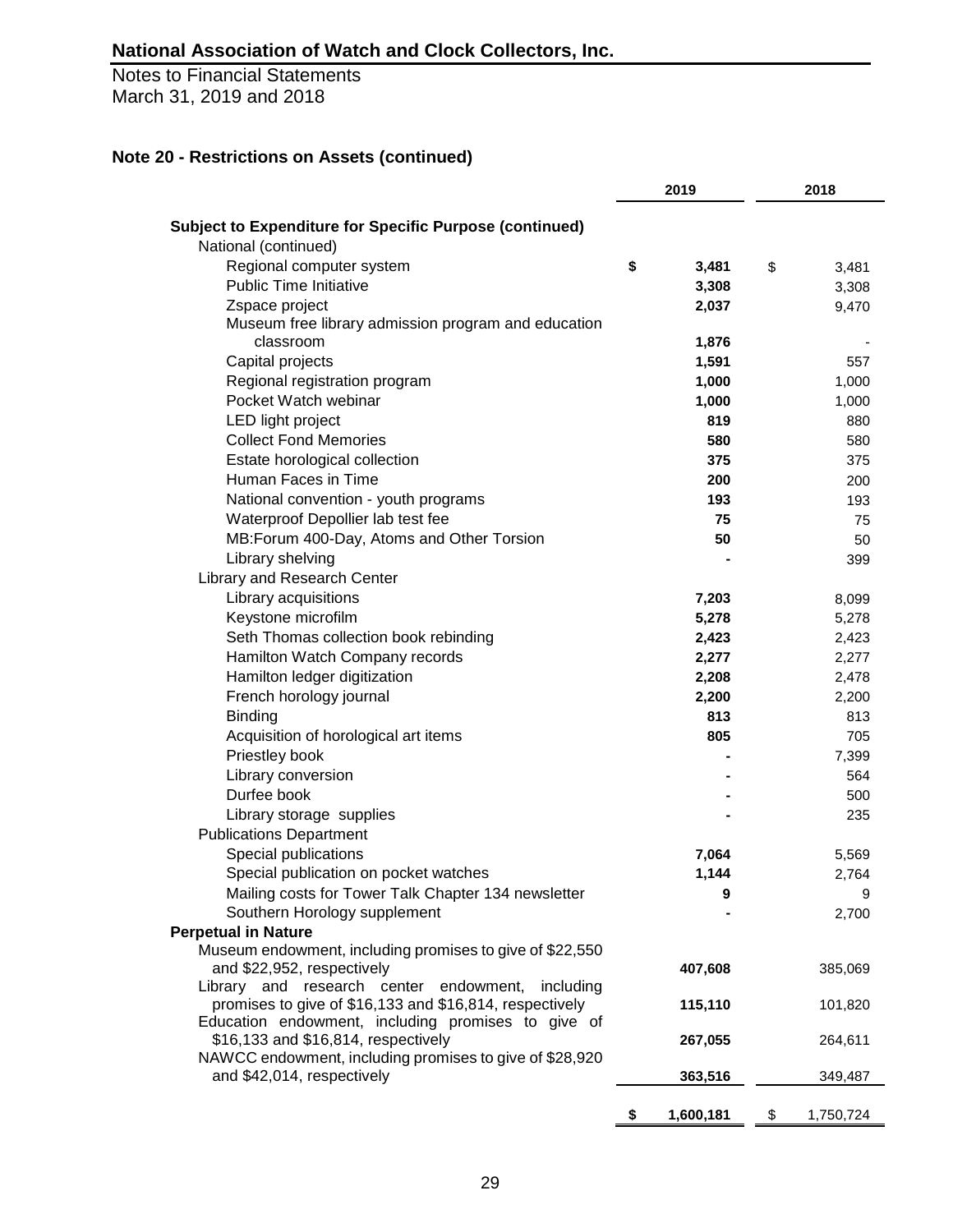# National Association of Watch and Clock Collectors, Inc.

Notes to Financial Statements
March 31, 2019 and 2018

## Note 20 - Restrictions on Assets (continued)

| | 2019 | 2018 |
|---|---|---|
| **Subject to Expenditure for Specific Purpose (continued)** | | |
| National (continued) | | |
| Regional computer system | $ 3,481 | $ 3,481 |
| Public Time Initiative | 3,308 | 3,308 |
| Zspace project | 2,037 | 9,470 |
| Museum free library admission program and education classroom | 1,876 | - |
| Capital projects | 1,591 | 557 |
| Regional registration program | 1,000 | 1,000 |
| Pocket Watch webinar | 1,000 | 1,000 |
| LED light project | 819 | 880 |
| Collect Fond Memories | 580 | 580 |
| Estate horological collection | 375 | 375 |
| Human Faces in Time | 200 | 200 |
| National convention - youth programs | 193 | 193 |
| Waterproof Depollier lab test fee | 75 | 75 |
| MB:Forum 400-Day, Atoms and Other Torsion | 50 | 50 |
| Library shelving | - | 399 |
| Library and Research Center | | |
| Library acquisitions | 7,203 | 8,099 |
| Keystone microfilm | 5,278 | 5,278 |
| Seth Thomas collection book rebinding | 2,423 | 2,423 |
| Hamilton Watch Company records | 2,277 | 2,277 |
| Hamilton ledger digitization | 2,208 | 2,478 |
| French horology journal | 2,200 | 2,200 |
| Binding | 813 | 813 |
| Acquisition of horological art items | 805 | 705 |
| Priestley book | - | 7,399 |
| Library conversion | - | 564 |
| Durfee book | - | 500 |
| Library storage supplies | - | 235 |
| Publications Department | | |
| Special publications | 7,064 | 5,569 |
| Special publication on pocket watches | 1,144 | 2,764 |
| Mailing costs for Tower Talk Chapter 134 newsletter | 9 | 9 |
| Southern Horology supplement | - | 2,700 |
| **Perpetual in Nature** | | |
| Museum endowment, including promises to give of $22,550 and $22,952, respectively | 407,608 | 385,069 |
| Library and research center endowment, including promises to give of $16,133 and $16,814, respectively | 115,110 | 101,820 |
| Education endowment, including promises to give of $16,133 and $16,814, respectively | 267,055 | 264,611 |
| NAWCC endowment, including promises to give of $28,920 and $42,014, respectively | 363,516 | 349,487 |
| | $ 1,600,181 | $ 1,750,724 |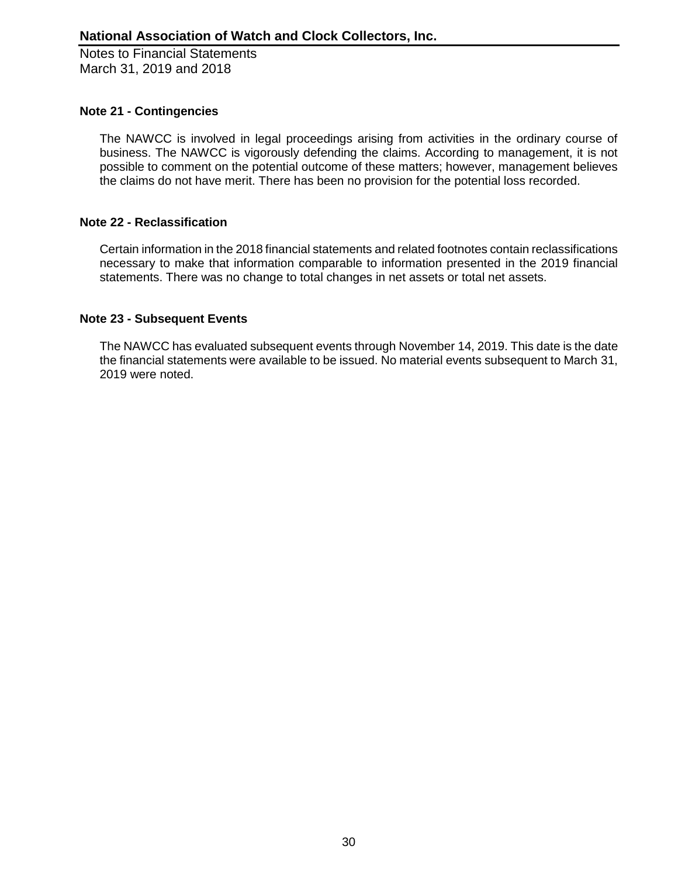### Note 21 - Contingencies

The NAWCC is involved in legal proceedings arising from activities in the ordinary course of business. The NAWCC is vigorously defending the claims. According to management, it is not possible to comment on the potential outcome of these matters; however, management believes the claims do not have merit. There has been no provision for the potential loss recorded.

### Note 22 - Reclassification

Certain information in the 2018 financial statements and related footnotes contain reclassifications necessary to make that information comparable to information presented in the 2019 financial statements. There was no change to total changes in net assets or total net assets.

### Note 23 - Subsequent Events

The NAWCC has evaluated subsequent events through November 14, 2019. This date is the date the financial statements were available to be issued. No material events subsequent to March 31, 2019 were noted.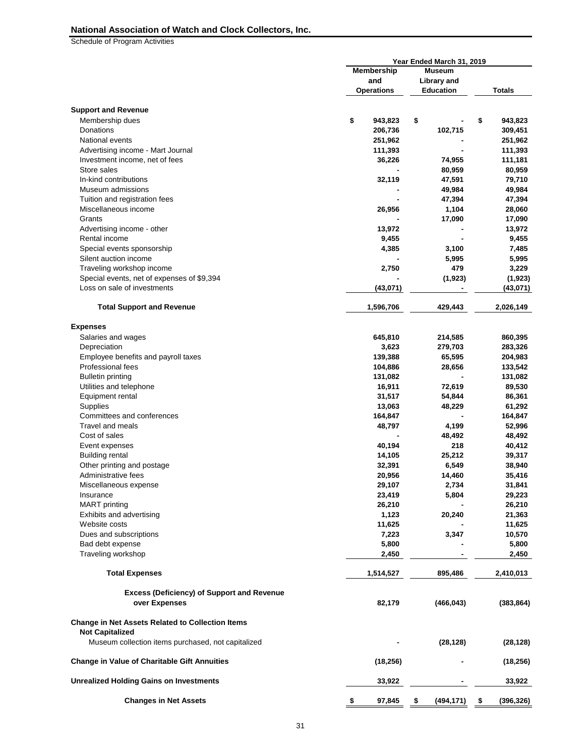## National Association of Watch and Clock Collectors, Inc.

Schedule of Program Activities

| | Year Ended March 31, 2019 | | |
|---|---|---|---|
| | Membership and Operations | Museum Library and Education | Totals |
| **Support and Revenue** | | | |
| Membership dues | $ 943,823 | $ - | $ 943,823 |
| Donations | 206,736 | 102,715 | 309,451 |
| National events | 251,962 | - | 251,962 |
| Advertising income - Mart Journal | 111,393 | - | 111,393 |
| Investment income, net of fees | 36,226 | 74,955 | 111,181 |
| Store sales | - | 80,959 | 80,959 |
| In-kind contributions | 32,119 | 47,591 | 79,710 |
| Museum admissions | - | 49,984 | 49,984 |
| Tuition and registration fees | - | 47,394 | 47,394 |
| Miscellaneous income | 26,956 | 1,104 | 28,060 |
| Grants | - | 17,090 | 17,090 |
| Advertising income - other | 13,972 | - | 13,972 |
| Rental income | 9,455 | - | 9,455 |
| Special events sponsorship | 4,385 | 3,100 | 7,485 |
| Silent auction income | - | 5,995 | 5,995 |
| Traveling workshop income | 2,750 | 479 | 3,229 |
| Special events, net of expenses of $9,394 | - | (1,923) | (1,923) |
| Loss on sale of investments | (43,071) | - | (43,071) |
| **Total Support and Revenue** | 1,596,706 | 429,443 | 2,026,149 |
| **Expenses** | | | |
| Salaries and wages | 645,810 | 214,585 | 860,395 |
| Depreciation | 3,623 | 279,703 | 283,326 |
| Employee benefits and payroll taxes | 139,388 | 65,595 | 204,983 |
| Professional fees | 104,886 | 28,656 | 133,542 |
| Bulletin printing | 131,082 | - | 131,082 |
| Utilities and telephone | 16,911 | 72,619 | 89,530 |
| Equipment rental | 31,517 | 54,844 | 86,361 |
| Supplies | 13,063 | 48,229 | 61,292 |
| Committees and conferences | 164,847 | - | 164,847 |
| Travel and meals | 48,797 | 4,199 | 52,996 |
| Cost of sales | - | 48,492 | 48,492 |
| Event expenses | 40,194 | 218 | 40,412 |
| Building rental | 14,105 | 25,212 | 39,317 |
| Other printing and postage | 32,391 | 6,549 | 38,940 |
| Administrative fees | 20,956 | 14,460 | 35,416 |
| Miscellaneous expense | 29,107 | 2,734 | 31,841 |
| Insurance | 23,419 | 5,804 | 29,223 |
| MART printing | 26,210 | - | 26,210 |
| Exhibits and advertising | 1,123 | 20,240 | 21,363 |
| Website costs | 11,625 | - | 11,625 |
| Dues and subscriptions | 7,223 | 3,347 | 10,570 |
| Bad debt expense | 5,800 | - | 5,800 |
| Traveling workshop | 2,450 | - | 2,450 |
| **Total Expenses** | 1,514,527 | 895,486 | 2,410,013 |
| **Excess (Deficiency) of Support and Revenue over Expenses** | 82,179 | (466,043) | (383,864) |
| **Change in Net Assets Related to Collection Items Not Capitalized** | | | |
| Museum collection items purchased, not capitalized | - | (28,128) | (28,128) |
| **Change in Value of Charitable Gift Annuities** | (18,256) | - | (18,256) |
| **Unrealized Holding Gains on Investments** | 33,922 | - | 33,922 |
| **Changes in Net Assets** | $ 97,845 | $ (494,171) | $ (396,326) |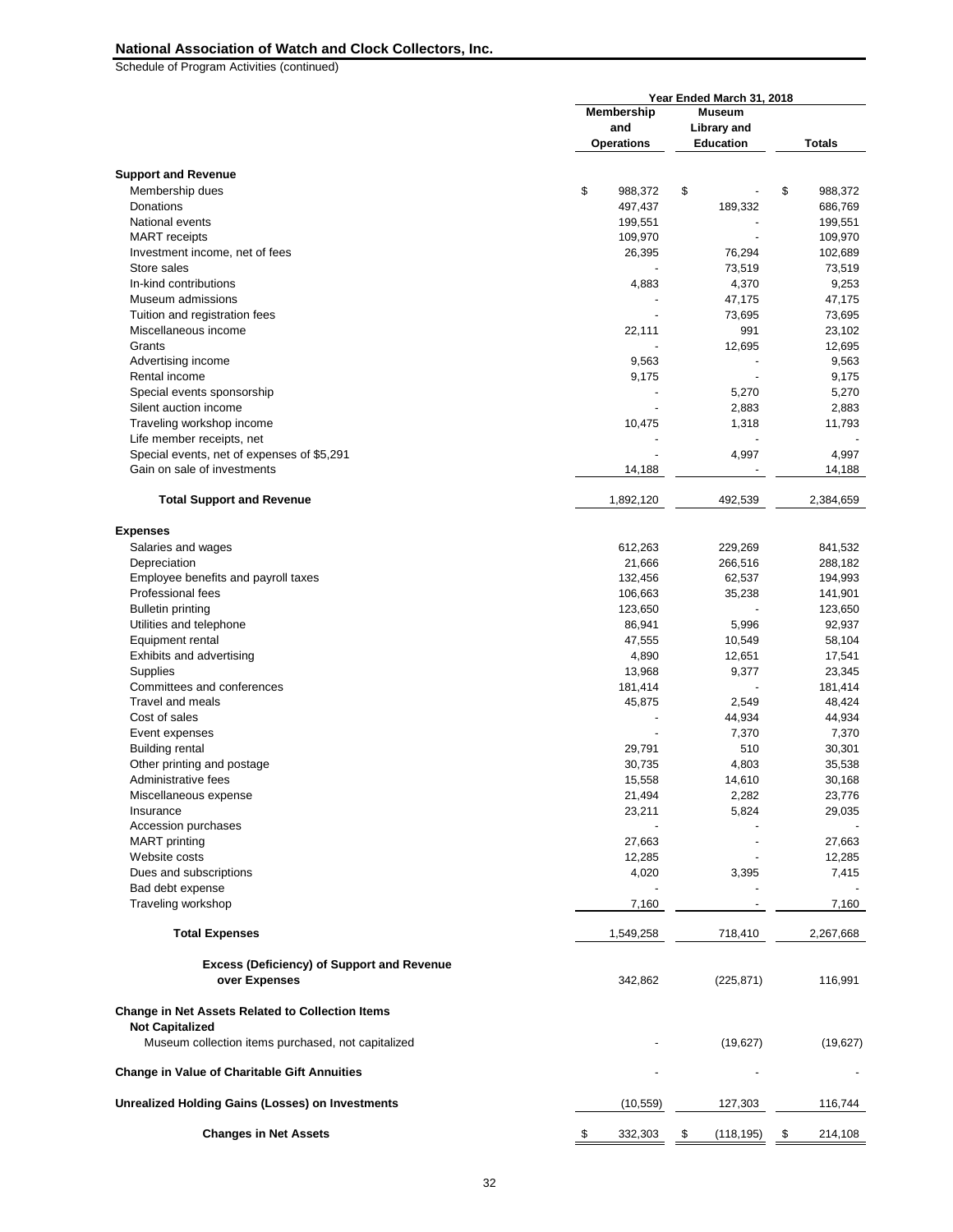## National Association of Watch and Clock Collectors, Inc.

Schedule of Program Activities (continued)

| | Year Ended March 31, 2018 | | |
|---|---|---|---|
| | Membership and Operations | Museum Library and Education | Totals |
| **Support and Revenue** | | | |
| Membership dues | $ 988,372 | $ - | $ 988,372 |
| Donations | 497,437 | 189,332 | 686,769 |
| National events | 199,551 | - | 199,551 |
| MART receipts | 109,970 | - | 109,970 |
| Investment income, net of fees | 26,395 | 76,294 | 102,689 |
| Store sales | - | 73,519 | 73,519 |
| In-kind contributions | 4,883 | 4,370 | 9,253 |
| Museum admissions | - | 47,175 | 47,175 |
| Tuition and registration fees | - | 73,695 | 73,695 |
| Miscellaneous income | 22,111 | 991 | 23,102 |
| Grants | - | 12,695 | 12,695 |
| Advertising income | 9,563 | - | 9,563 |
| Rental income | 9,175 | - | 9,175 |
| Special events sponsorship | - | 5,270 | 5,270 |
| Silent auction income | - | 2,883 | 2,883 |
| Traveling workshop income | 10,475 | 1,318 | 11,793 |
| Life member receipts, net | - | - | - |
| Special events, net of expenses of $5,291 | - | 4,997 | 4,997 |
| Gain on sale of investments | 14,188 | - | 14,188 |
| **Total Support and Revenue** | 1,892,120 | 492,539 | 2,384,659 |
| **Expenses** | | | |
| Salaries and wages | 612,263 | 229,269 | 841,532 |
| Depreciation | 21,666 | 266,516 | 288,182 |
| Employee benefits and payroll taxes | 132,456 | 62,537 | 194,993 |
| Professional fees | 106,663 | 35,238 | 141,901 |
| Bulletin printing | 123,650 | - | 123,650 |
| Utilities and telephone | 86,941 | 5,996 | 92,937 |
| Equipment rental | 47,555 | 10,549 | 58,104 |
| Exhibits and advertising | 4,890 | 12,651 | 17,541 |
| Supplies | 13,968 | 9,377 | 23,345 |
| Committees and conferences | 181,414 | - | 181,414 |
| Travel and meals | 45,875 | 2,549 | 48,424 |
| Cost of sales | - | 44,934 | 44,934 |
| Event expenses | - | 7,370 | 7,370 |
| Building rental | 29,791 | 510 | 30,301 |
| Other printing and postage | 30,735 | 4,803 | 35,538 |
| Administrative fees | 15,558 | 14,610 | 30,168 |
| Miscellaneous expense | 21,494 | 2,282 | 23,776 |
| Insurance | 23,211 | 5,824 | 29,035 |
| Accession purchases | - | - | - |
| MART printing | 27,663 | - | 27,663 |
| Website costs | 12,285 | - | 12,285 |
| Dues and subscriptions | 4,020 | 3,395 | 7,415 |
| Bad debt expense | - | - | - |
| Traveling workshop | 7,160 | - | 7,160 |
| **Total Expenses** | 1,549,258 | 718,410 | 2,267,668 |
| **Excess (Deficiency) of Support and Revenue over Expenses** | 342,862 | (225,871) | 116,991 |
| **Change in Net Assets Related to Collection Items Not Capitalized** | | | |
| Museum collection items purchased, not capitalized | - | (19,627) | (19,627) |
| **Change in Value of Charitable Gift Annuities** | - | - | - |
| **Unrealized Holding Gains (Losses) on Investments** | (10,559) | 127,303 | 116,744 |
| **Changes in Net Assets** | $ 332,303 | $ (118,195) | $ 214,108 |